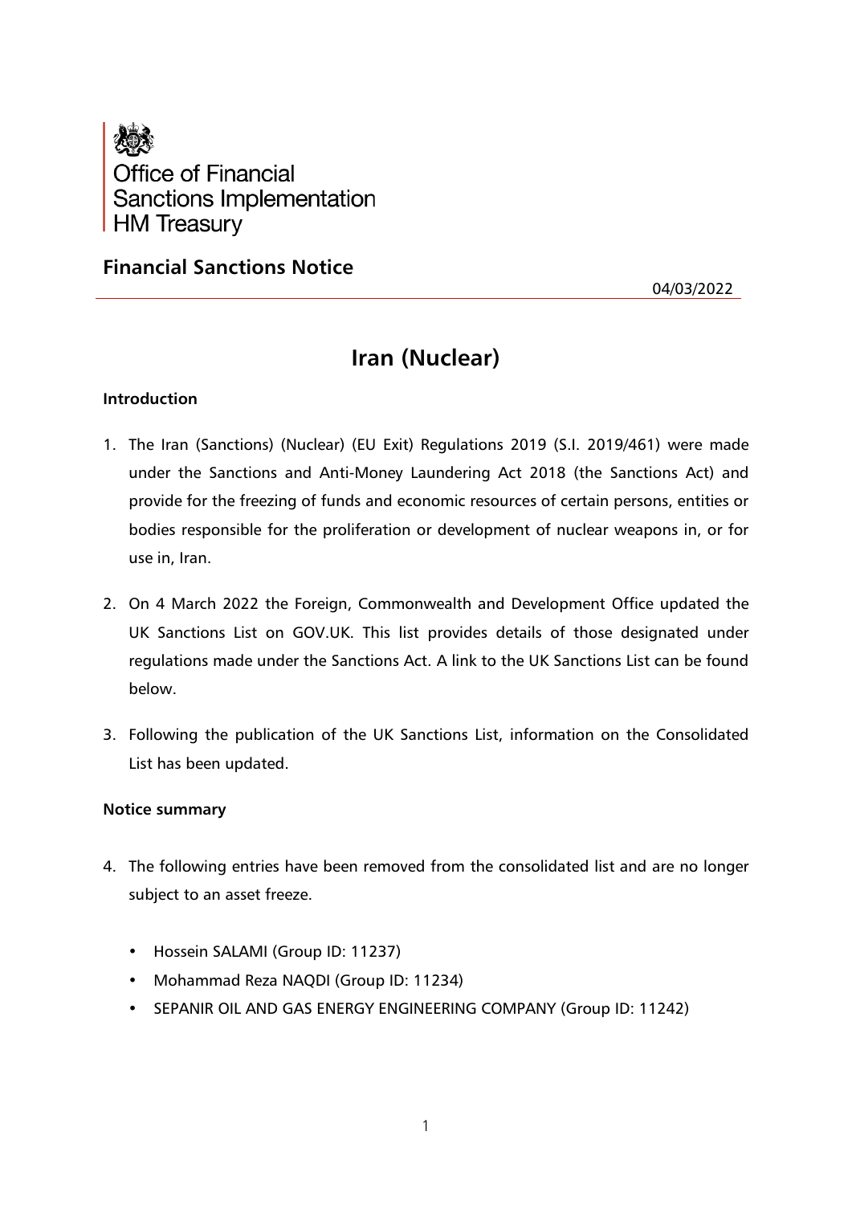Office of Financial Sanctions Implementation
HM Treasury

## Financial Sanctions Notice

04/03/2022

# Iran (Nuclear)

### Introduction

1. The Iran (Sanctions) (Nuclear) (EU Exit) Regulations 2019 (S.I. 2019/461) were made under the Sanctions and Anti-Money Laundering Act 2018 (the Sanctions Act) and provide for the freezing of funds and economic resources of certain persons, entities or bodies responsible for the proliferation or development of nuclear weapons in, or for use in, Iran.

2. On 4 March 2022 the Foreign, Commonwealth and Development Office updated the UK Sanctions List on GOV.UK. This list provides details of those designated under regulations made under the Sanctions Act. A link to the UK Sanctions List can be found below.

3. Following the publication of the UK Sanctions List, information on the Consolidated List has been updated.

### Notice summary

4. The following entries have been removed from the consolidated list and are no longer subject to an asset freeze.

   - Hossein SALAMI (Group ID: 11237)
   - Mohammad Reza NAQDI (Group ID: 11234)
   - SEPANIR OIL AND GAS ENERGY ENGINEERING COMPANY (Group ID: 11242)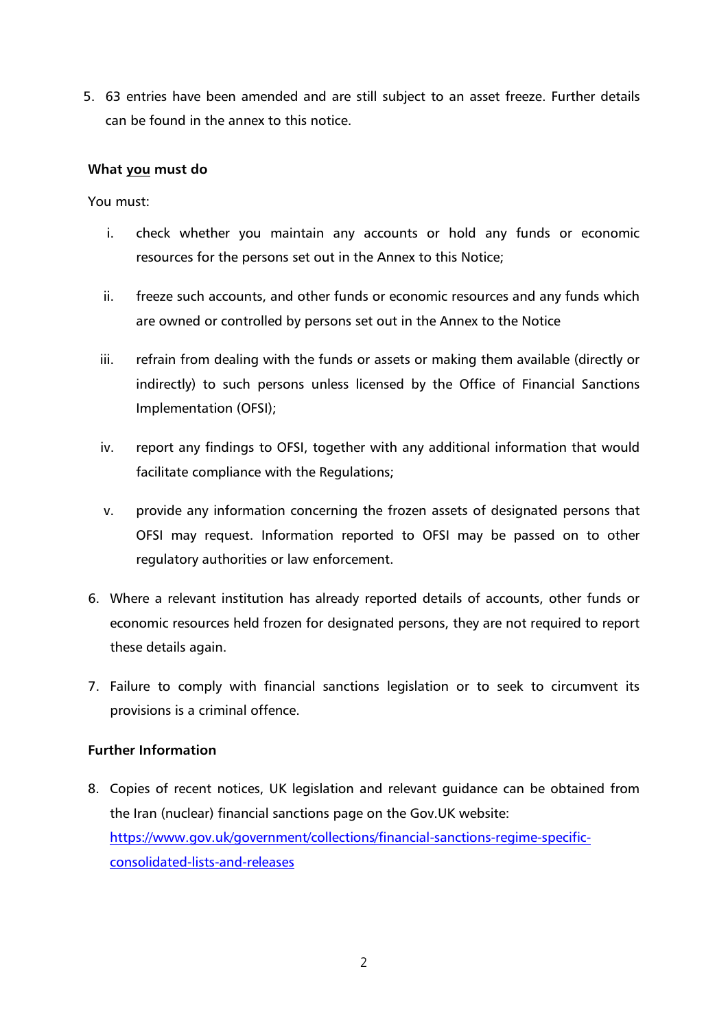5. 63 entries have been amended and are still subject to an asset freeze. Further details can be found in the annex to this notice.

**What <u>you</u> must do**

You must:

i. check whether you maintain any accounts or hold any funds or economic resources for the persons set out in the Annex to this Notice;

ii. freeze such accounts, and other funds or economic resources and any funds which are owned or controlled by persons set out in the Annex to the Notice

iii. refrain from dealing with the funds or assets or making them available (directly or indirectly) to such persons unless licensed by the Office of Financial Sanctions Implementation (OFSI);

iv. report any findings to OFSI, together with any additional information that would facilitate compliance with the Regulations;

v. provide any information concerning the frozen assets of designated persons that OFSI may request. Information reported to OFSI may be passed on to other regulatory authorities or law enforcement.

6. Where a relevant institution has already reported details of accounts, other funds or economic resources held frozen for designated persons, they are not required to report these details again.

7. Failure to comply with financial sanctions legislation or to seek to circumvent its provisions is a criminal offence.

**Further Information**

8. Copies of recent notices, UK legislation and relevant guidance can be obtained from the Iran (nuclear) financial sanctions page on the Gov.UK website: [https://www.gov.uk/government/collections/financial-sanctions-regime-specific-consolidated-lists-and-releases](https://www.gov.uk/government/collections/financial-sanctions-regime-specific-consolidated-lists-and-releases)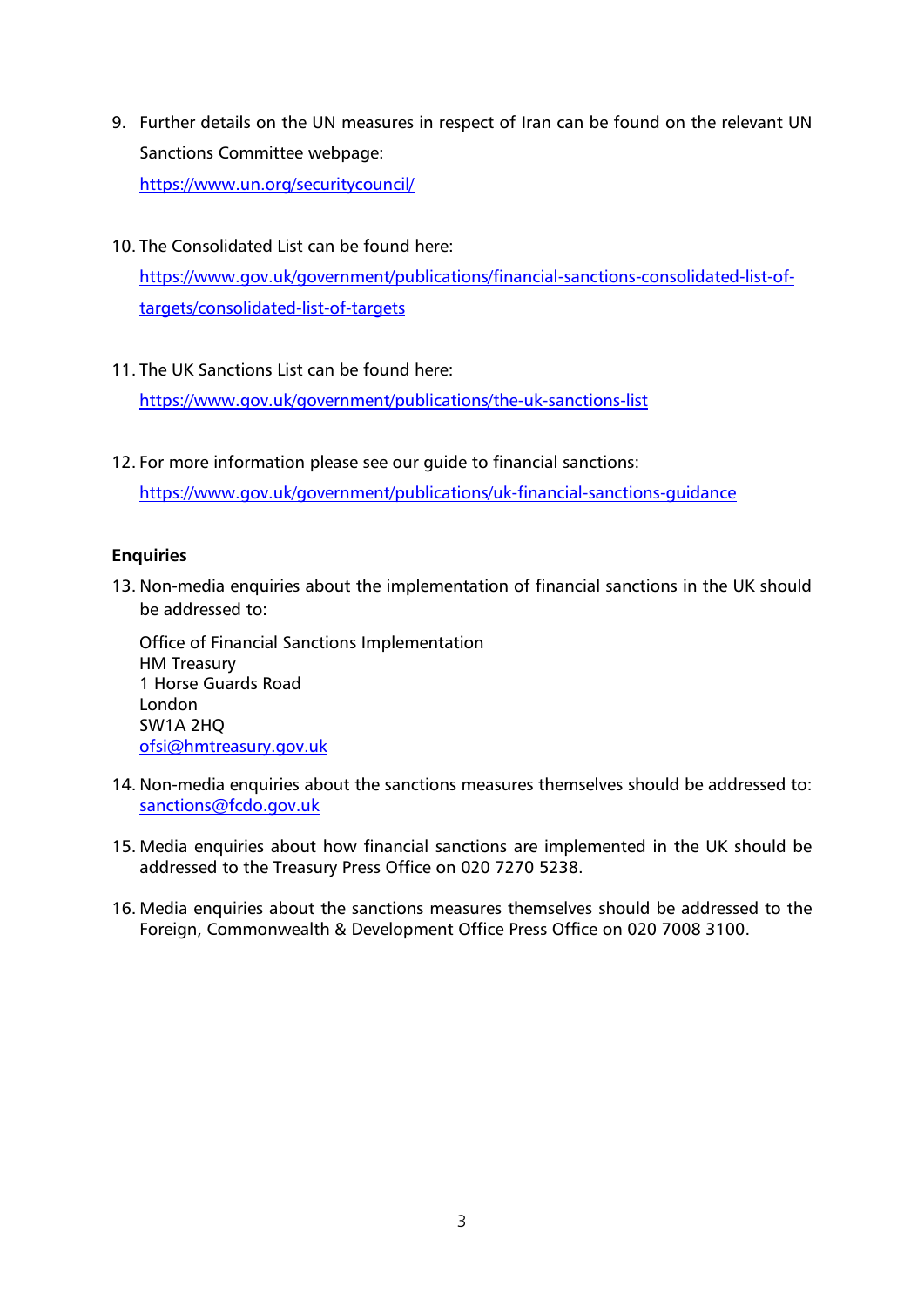9. Further details on the UN measures in respect of Iran can be found on the relevant UN Sanctions Committee webpage:
   https://www.un.org/securitycouncil/

10. The Consolidated List can be found here:
    https://www.gov.uk/government/publications/financial-sanctions-consolidated-list-of-targets/consolidated-list-of-targets

11. The UK Sanctions List can be found here:
    https://www.gov.uk/government/publications/the-uk-sanctions-list

12. For more information please see our guide to financial sanctions:
    https://www.gov.uk/government/publications/uk-financial-sanctions-guidance

**Enquiries**

13. Non-media enquiries about the implementation of financial sanctions in the UK should be addressed to:

    Office of Financial Sanctions Implementation
    HM Treasury
    1 Horse Guards Road
    London
    SW1A 2HQ
    ofsi@hmtreasury.gov.uk

14. Non-media enquiries about the sanctions measures themselves should be addressed to: sanctions@fcdo.gov.uk

15. Media enquiries about how financial sanctions are implemented in the UK should be addressed to the Treasury Press Office on 020 7270 5238.

16. Media enquiries about the sanctions measures themselves should be addressed to the Foreign, Commonwealth & Development Office Press Office on 020 7008 3100.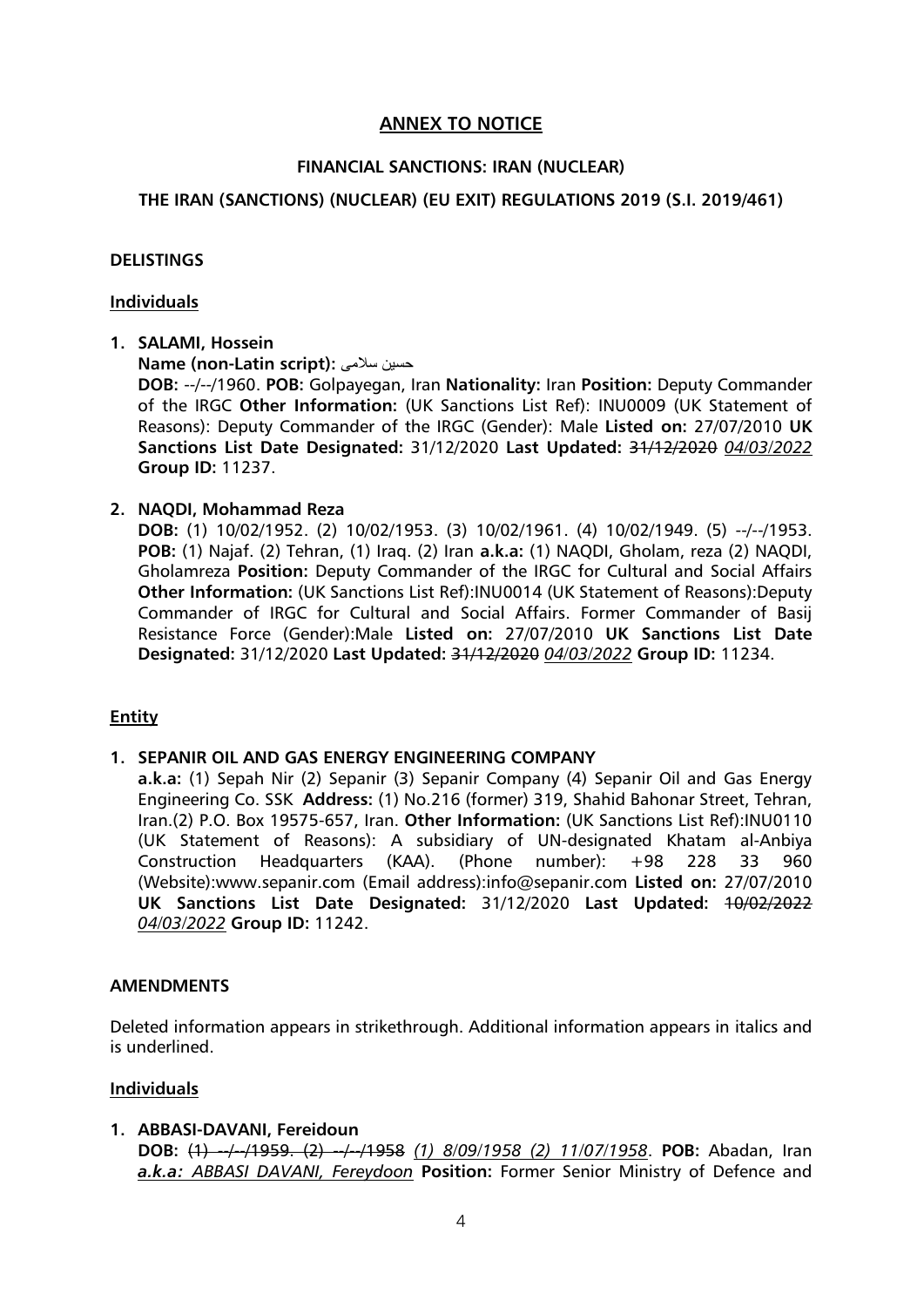## ANNEX TO NOTICE

### FINANCIAL SANCTIONS: IRAN (NUCLEAR)

### THE IRAN (SANCTIONS) (NUCLEAR) (EU EXIT) REGULATIONS 2019 (S.I. 2019/461)

**DELISTINGS**

**Individuals**

1. **SALAMI, Hossein**
   **Name (non-Latin script):** حسین سلامی
   **DOB:** --/--/1960. **POB:** Golpayegan, Iran **Nationality:** Iran **Position:** Deputy Commander of the IRGC **Other Information:** (UK Sanctions List Ref): INU0009 (UK Statement of Reasons): Deputy Commander of the IRGC (Gender): Male **Listed on:** 27/07/2010 **UK Sanctions List Date Designated:** 31/12/2020 **Last Updated:** ~~31/12/2020~~ *04/03/2022* **Group ID:** 11237.

2. **NAQDI, Mohammad Reza**
   **DOB:** (1) 10/02/1952. (2) 10/02/1953. (3) 10/02/1961. (4) 10/02/1949. (5) --/--/1953. **POB:** (1) Najaf. (2) Tehran, (1) Iraq. (2) Iran **a.k.a:** (1) NAQDI, Gholam, reza (2) NAQDI, Gholamreza **Position:** Deputy Commander of the IRGC for Cultural and Social Affairs **Other Information:** (UK Sanctions List Ref):INU0014 (UK Statement of Reasons):Deputy Commander of IRGC for Cultural and Social Affairs. Former Commander of Basij Resistance Force (Gender):Male **Listed on:** 27/07/2010 **UK Sanctions List Date Designated:** 31/12/2020 **Last Updated:** ~~31/12/2020~~ *04/03/2022* **Group ID:** 11234.

**Entity**

1. **SEPANIR OIL AND GAS ENERGY ENGINEERING COMPANY**
   **a.k.a:** (1) Sepah Nir (2) Sepanir (3) Sepanir Company (4) Sepanir Oil and Gas Energy Engineering Co. SSK **Address:** (1) No.216 (former) 319, Shahid Bahonar Street, Tehran, Iran.(2) P.O. Box 19575-657, Iran. **Other Information:** (UK Sanctions List Ref):INU0110 (UK Statement of Reasons): A subsidiary of UN-designated Khatam al-Anbiya Construction Headquarters (KAA). (Phone number): +98 228 33 960 (Website):www.sepanir.com (Email address):info@sepanir.com **Listed on:** 27/07/2010 **UK Sanctions List Date Designated:** 31/12/2020 **Last Updated:** ~~10/02/2022~~ *04/03/2022* **Group ID:** 11242.

**AMENDMENTS**

Deleted information appears in strikethrough. Additional information appears in italics and is underlined.

**Individuals**

1. **ABBASI-DAVANI, Fereidoun**
   **DOB:** ~~(1) --/--/1959. (2) --/--/1958~~ *(1) 8/09/1958 (2) 11/07/1958*. **POB:** Abadan, Iran ***a.k.a:*** *ABBASI DAVANI, Fereydoon* **Position:** Former Senior Ministry of Defence and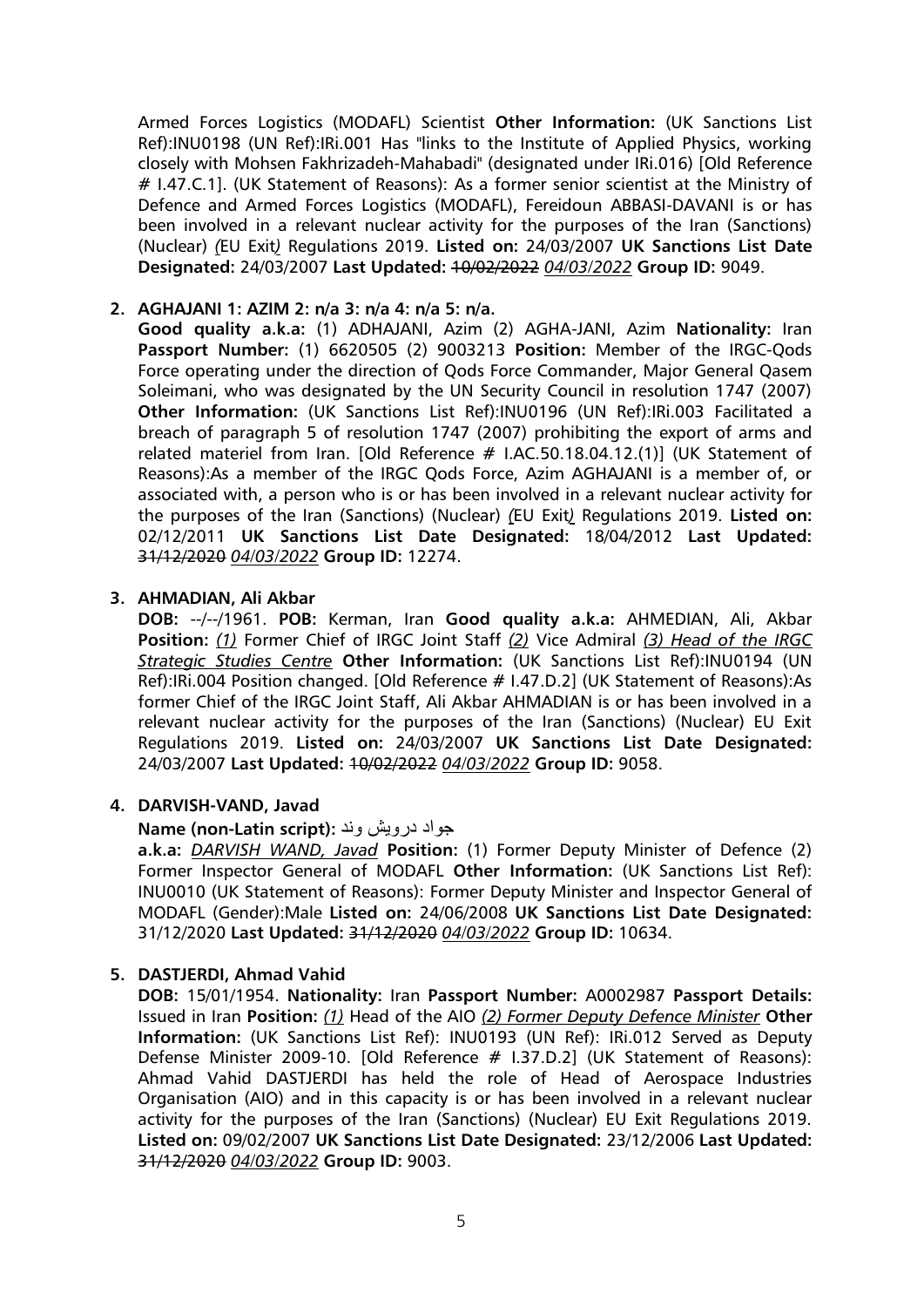Armed Forces Logistics (MODAFL) Scientist **Other Information:** (UK Sanctions List Ref):INU0198 (UN Ref):IRi.001 Has "links to the Institute of Applied Physics, working closely with Mohsen Fakhrizadeh-Mahabadi" (designated under IRi.016) [Old Reference # I.47.C.1]. (UK Statement of Reasons): As a former senior scientist at the Ministry of Defence and Armed Forces Logistics (MODAFL), Fereidoun ABBASI-DAVANI is or has been involved in a relevant nuclear activity for the purposes of the Iran (Sanctions) (Nuclear) *(*EU Exit*)* Regulations 2019. **Listed on:** 24/03/2007 **UK Sanctions List Date Designated:** 24/03/2007 **Last Updated:** ~~10/02/2022~~ *04/03/2022* **Group ID:** 9049.

2. **AGHAJANI 1: AZIM 2: n/a 3: n/a 4: n/a 5: n/a.**
   **Good quality a.k.a:** (1) ADHAJANI, Azim (2) AGHA-JANI, Azim **Nationality:** Iran **Passport Number:** (1) 6620505 (2) 9003213 **Position:** Member of the IRGC-Qods Force operating under the direction of Qods Force Commander, Major General Qasem Soleimani, who was designated by the UN Security Council in resolution 1747 (2007) **Other Information:** (UK Sanctions List Ref):INU0196 (UN Ref):IRi.003 Facilitated a breach of paragraph 5 of resolution 1747 (2007) prohibiting the export of arms and related materiel from Iran. [Old Reference # I.AC.50.18.04.12.(1)] (UK Statement of Reasons):As a member of the IRGC Qods Force, Azim AGHAJANI is a member of, or associated with, a person who is or has been involved in a relevant nuclear activity for the purposes of the Iran (Sanctions) (Nuclear) *(*EU Exit*)* Regulations 2019. **Listed on:** 02/12/2011 **UK Sanctions List Date Designated:** 18/04/2012 **Last Updated:** ~~31/12/2020~~ *04/03/2022* **Group ID:** 12274.

3. **AHMADIAN, Ali Akbar**
   **DOB:** --/--/1961. **POB:** Kerman, Iran **Good quality a.k.a:** AHMEDIAN, Ali, Akbar **Position:** *(1)* Former Chief of IRGC Joint Staff *(2)* Vice Admiral *(3) Head of the IRGC Strategic Studies Centre* **Other Information:** (UK Sanctions List Ref):INU0194 (UN Ref):IRi.004 Position changed. [Old Reference # I.47.D.2] (UK Statement of Reasons):As former Chief of the IRGC Joint Staff, Ali Akbar AHMADIAN is or has been involved in a relevant nuclear activity for the purposes of the Iran (Sanctions) (Nuclear) EU Exit Regulations 2019. **Listed on:** 24/03/2007 **UK Sanctions List Date Designated:** 24/03/2007 **Last Updated:** ~~10/02/2022~~ *04/03/2022* **Group ID:** 9058.

4. **DARVISH-VAND, Javad**
   **Name (non-Latin script):** جواد درویش وند
   **a.k.a:** *DARVISH WAND, Javad* **Position:** (1) Former Deputy Minister of Defence (2) Former Inspector General of MODAFL **Other Information:** (UK Sanctions List Ref): INU0010 (UK Statement of Reasons): Former Deputy Minister and Inspector General of MODAFL (Gender):Male **Listed on:** 24/06/2008 **UK Sanctions List Date Designated:** 31/12/2020 **Last Updated:** ~~31/12/2020~~ *04/03/2022* **Group ID:** 10634.

5. **DASTJERDI, Ahmad Vahid**
   **DOB:** 15/01/1954. **Nationality:** Iran **Passport Number:** A0002987 **Passport Details:** Issued in Iran **Position:** *(1)* Head of the AIO *(2) Former Deputy Defence Minister* **Other Information:** (UK Sanctions List Ref): INU0193 (UN Ref): IRi.012 Served as Deputy Defense Minister 2009-10. [Old Reference # I.37.D.2] (UK Statement of Reasons): Ahmad Vahid DASTJERDI has held the role of Head of Aerospace Industries Organisation (AIO) and in this capacity is or has been involved in a relevant nuclear activity for the purposes of the Iran (Sanctions) (Nuclear) EU Exit Regulations 2019. **Listed on:** 09/02/2007 **UK Sanctions List Date Designated:** 23/12/2006 **Last Updated:** ~~31/12/2020~~ *04/03/2022* **Group ID:** 9003.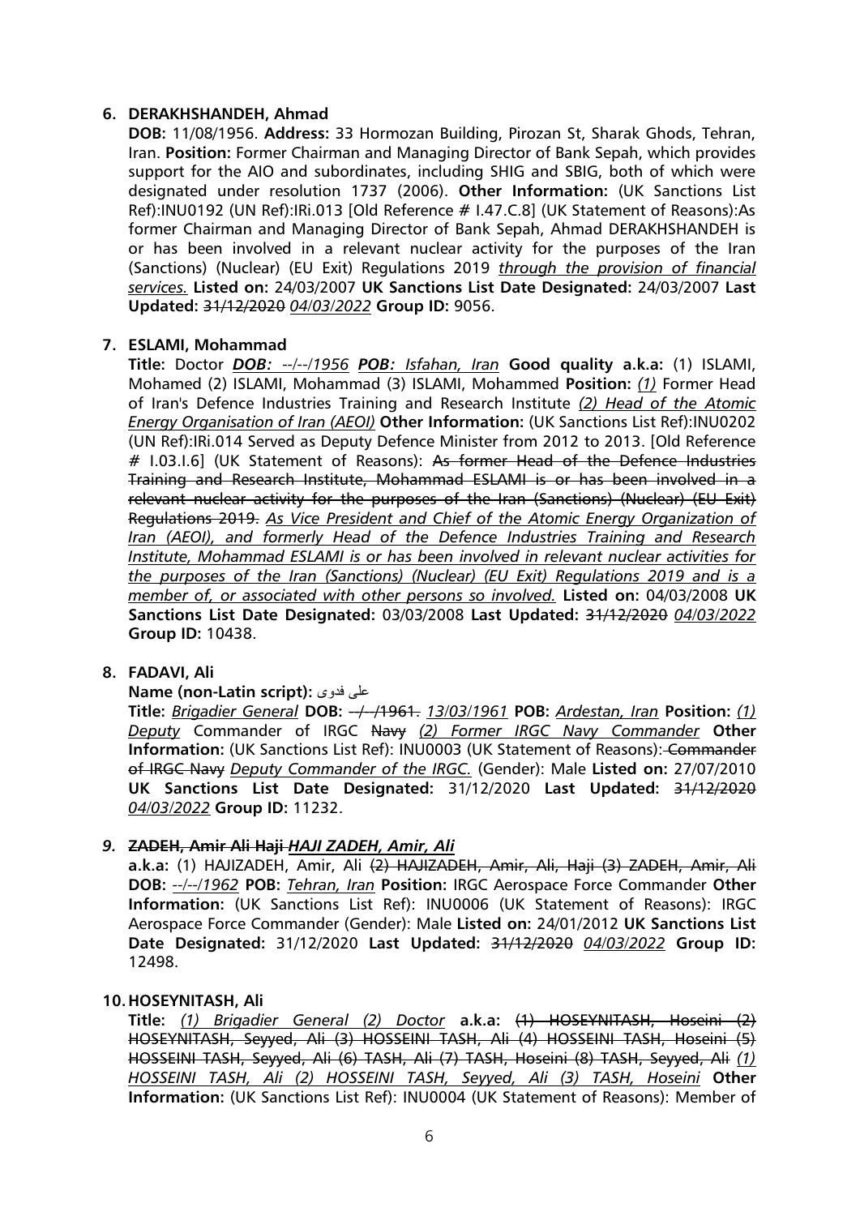6. **DERAKHSHANDEH, Ahmad**

**DOB:** 11/08/1956. **Address:** 33 Hormozan Building, Pirozan St, Sharak Ghods, Tehran, Iran. **Position:** Former Chairman and Managing Director of Bank Sepah, which provides support for the AIO and subordinates, including SHIG and SBIG, both of which were designated under resolution 1737 (2006). **Other Information:** (UK Sanctions List Ref):INU0192 (UN Ref):IRi.013 [Old Reference # I.47.C.8] (UK Statement of Reasons):As former Chairman and Managing Director of Bank Sepah, Ahmad DERAKHSHANDEH is or has been involved in a relevant nuclear activity for the purposes of the Iran (Sanctions) (Nuclear) (EU Exit) Regulations 2019 *through the provision of financial services.* **Listed on:** 24/03/2007 **UK Sanctions List Date Designated:** 24/03/2007 **Last Updated:** ~~31/12/2020~~ *04/03/2022* **Group ID:** 9056.

7. **ESLAMI, Mohammad**

**Title:** Doctor ***DOB:*** *--/--/1956* ***POB:*** *Isfahan, Iran* **Good quality a.k.a:** (1) ISLAMI, Mohamed (2) ISLAMI, Mohammad (3) ISLAMI, Mohammed **Position:** *(1)* Former Head of Iran's Defence Industries Training and Research Institute *(2) Head of the Atomic Energy Organisation of Iran (AEOI)* **Other Information:** (UK Sanctions List Ref):INU0202 (UN Ref):IRi.014 Served as Deputy Defence Minister from 2012 to 2013. [Old Reference # I.03.I.6] (UK Statement of Reasons): ~~As former Head of the Defence Industries Training and Research Institute, Mohammad ESLAMI is or has been involved in a relevant nuclear activity for the purposes of the Iran (Sanctions) (Nuclear) (EU Exit) Regulations 2019.~~ *As Vice President and Chief of the Atomic Energy Organization of Iran (AEOI), and formerly Head of the Defence Industries Training and Research Institute, Mohammad ESLAMI is or has been involved in relevant nuclear activities for the purposes of the Iran (Sanctions) (Nuclear) (EU Exit) Regulations 2019 and is a member of, or associated with other persons so involved.* **Listed on:** 04/03/2008 **UK Sanctions List Date Designated:** 03/03/2008 **Last Updated:** ~~31/12/2020~~ *04/03/2022* **Group ID:** 10438.

8. **FADAVI, Ali**

**Name (non-Latin script):** علی فدوی

**Title:** *Brigadier General* **DOB:** ~~--/--/1961.~~ *13/03/1961* **POB:** *Ardestan, Iran* **Position:** *(1) Deputy* Commander of IRGC ~~Navy~~ *(2) Former IRGC Navy Commander* **Other Information:** (UK Sanctions List Ref): INU0003 (UK Statement of Reasons): ~~Commander of IRGC Navy~~ *Deputy Commander of the IRGC.* (Gender): Male **Listed on:** 27/07/2010 **UK Sanctions List Date Designated:** 31/12/2020 **Last Updated:** ~~31/12/2020~~ *04/03/2022* **Group ID:** 11232.

9. ~~**ZADEH, Amir Ali Haji**~~ ***HAJI ZADEH, Amir, Ali***

**a.k.a:** (1) HAJIZADEH, Amir, Ali ~~(2) HAJIZADEH, Amir, Ali, Haji (3) ZADEH, Amir, Ali~~ **DOB:** *--/--/1962* **POB:** *Tehran, Iran* **Position:** IRGC Aerospace Force Commander **Other Information:** (UK Sanctions List Ref): INU0006 (UK Statement of Reasons): IRGC Aerospace Force Commander (Gender): Male **Listed on:** 24/01/2012 **UK Sanctions List Date Designated:** 31/12/2020 **Last Updated:** ~~31/12/2020~~ *04/03/2022* **Group ID:** 12498.

10. **HOSEYNITASH, Ali**

**Title:** *(1) Brigadier General (2) Doctor* **a.k.a:** ~~(1) HOSEYNITASH, Hoseini (2) HOSEYNITASH, Seyyed, Ali (3) HOSSEINI TASH, Ali (4) HOSSEINI TASH, Hoseini (5) HOSSEINI TASH, Seyyed, Ali (6) TASH, Ali (7) TASH, Hoseini (8) TASH, Seyyed, Ali~~ *(1) HOSSEINI TASH, Ali (2) HOSSEINI TASH, Seyyed, Ali (3) TASH, Hoseini* **Other Information:** (UK Sanctions List Ref): INU0004 (UK Statement of Reasons): Member of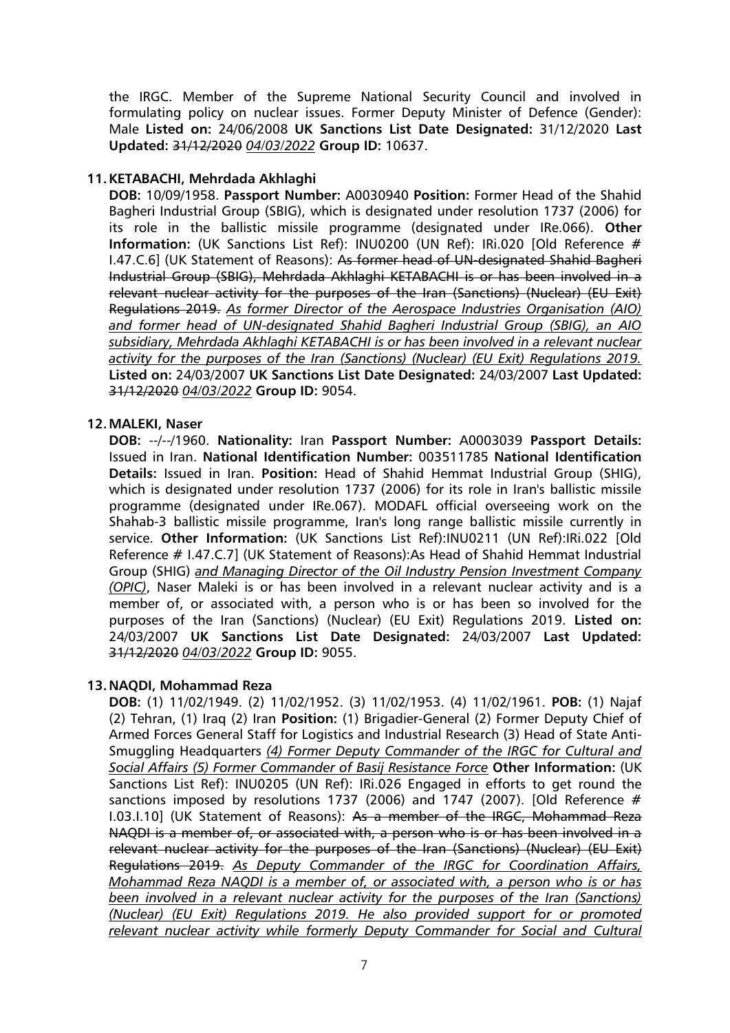the IRGC. Member of the Supreme National Security Council and involved in formulating policy on nuclear issues. Former Deputy Minister of Defence (Gender): Male **Listed on:** 24/06/2008 **UK Sanctions List Date Designated:** 31/12/2020 **Last Updated:** ~~31/12/2020~~ *04/03/2022* **Group ID:** 10637.

**11. KETABACHI, Mehrdada Akhlaghi**

**DOB:** 10/09/1958. **Passport Number:** A0030940 **Position:** Former Head of the Shahid Bagheri Industrial Group (SBIG), which is designated under resolution 1737 (2006) for its role in the ballistic missile programme (designated under IRe.066). **Other Information:** (UK Sanctions List Ref): INU0200 (UN Ref): IRi.020 [Old Reference # I.47.C.6] (UK Statement of Reasons): ~~As former head of UN-designated Shahid Bagheri Industrial Group (SBIG), Mehrdada Akhlaghi KETABACHI is or has been involved in a relevant nuclear activity for the purposes of the Iran (Sanctions) (Nuclear) (EU Exit) Regulations 2019.~~ *As former Director of the Aerospace Industries Organisation (AIO) and former head of UN-designated Shahid Bagheri Industrial Group (SBIG), an AIO subsidiary, Mehrdada Akhlaghi KETABACHI is or has been involved in a relevant nuclear activity for the purposes of the Iran (Sanctions) (Nuclear) (EU Exit) Regulations 2019.* **Listed on:** 24/03/2007 **UK Sanctions List Date Designated:** 24/03/2007 **Last Updated:** ~~31/12/2020~~ *04/03/2022* **Group ID:** 9054.

**12. MALEKI, Naser**

**DOB:** --/--/1960. **Nationality:** Iran **Passport Number:** A0003039 **Passport Details:** Issued in Iran. **National Identification Number:** 003511785 **National Identification Details:** Issued in Iran. **Position:** Head of Shahid Hemmat Industrial Group (SHIG), which is designated under resolution 1737 (2006) for its role in Iran's ballistic missile programme (designated under IRe.067). MODAFL official overseeing work on the Shahab-3 ballistic missile programme, Iran's long range ballistic missile currently in service. **Other Information:** (UK Sanctions List Ref):INU0211 (UN Ref):IRi.022 [Old Reference # I.47.C.7] (UK Statement of Reasons):As Head of Shahid Hemmat Industrial Group (SHIG) *and Managing Director of the Oil Industry Pension Investment Company (OPIC)*, Naser Maleki is or has been involved in a relevant nuclear activity and is a member of, or associated with, a person who is or has been so involved for the purposes of the Iran (Sanctions) (Nuclear) (EU Exit) Regulations 2019. **Listed on:** 24/03/2007 **UK Sanctions List Date Designated:** 24/03/2007 **Last Updated:** ~~31/12/2020~~ *04/03/2022* **Group ID:** 9055.

**13. NAQDI, Mohammad Reza**

**DOB:** (1) 11/02/1949. (2) 11/02/1952. (3) 11/02/1953. (4) 11/02/1961. **POB:** (1) Najaf (2) Tehran, (1) Iraq (2) Iran **Position:** (1) Brigadier-General (2) Former Deputy Chief of Armed Forces General Staff for Logistics and Industrial Research (3) Head of State Anti-Smuggling Headquarters *(4) Former Deputy Commander of the IRGC for Cultural and Social Affairs (5) Former Commander of Basij Resistance Force* **Other Information:** (UK Sanctions List Ref): INU0205 (UN Ref): IRi.026 Engaged in efforts to get round the sanctions imposed by resolutions 1737 (2006) and 1747 (2007). [Old Reference # I.03.I.10] (UK Statement of Reasons): ~~As a member of the IRGC, Mohammad Reza NAQDI is a member of, or associated with, a person who is or has been involved in a relevant nuclear activity for the purposes of the Iran (Sanctions) (Nuclear) (EU Exit) Regulations 2019.~~ *As Deputy Commander of the IRGC for Coordination Affairs, Mohammad Reza NAQDI is a member of, or associated with, a person who is or has been involved in a relevant nuclear activity for the purposes of the Iran (Sanctions) (Nuclear) (EU Exit) Regulations 2019. He also provided support for or promoted relevant nuclear activity while formerly Deputy Commander for Social and Cultural*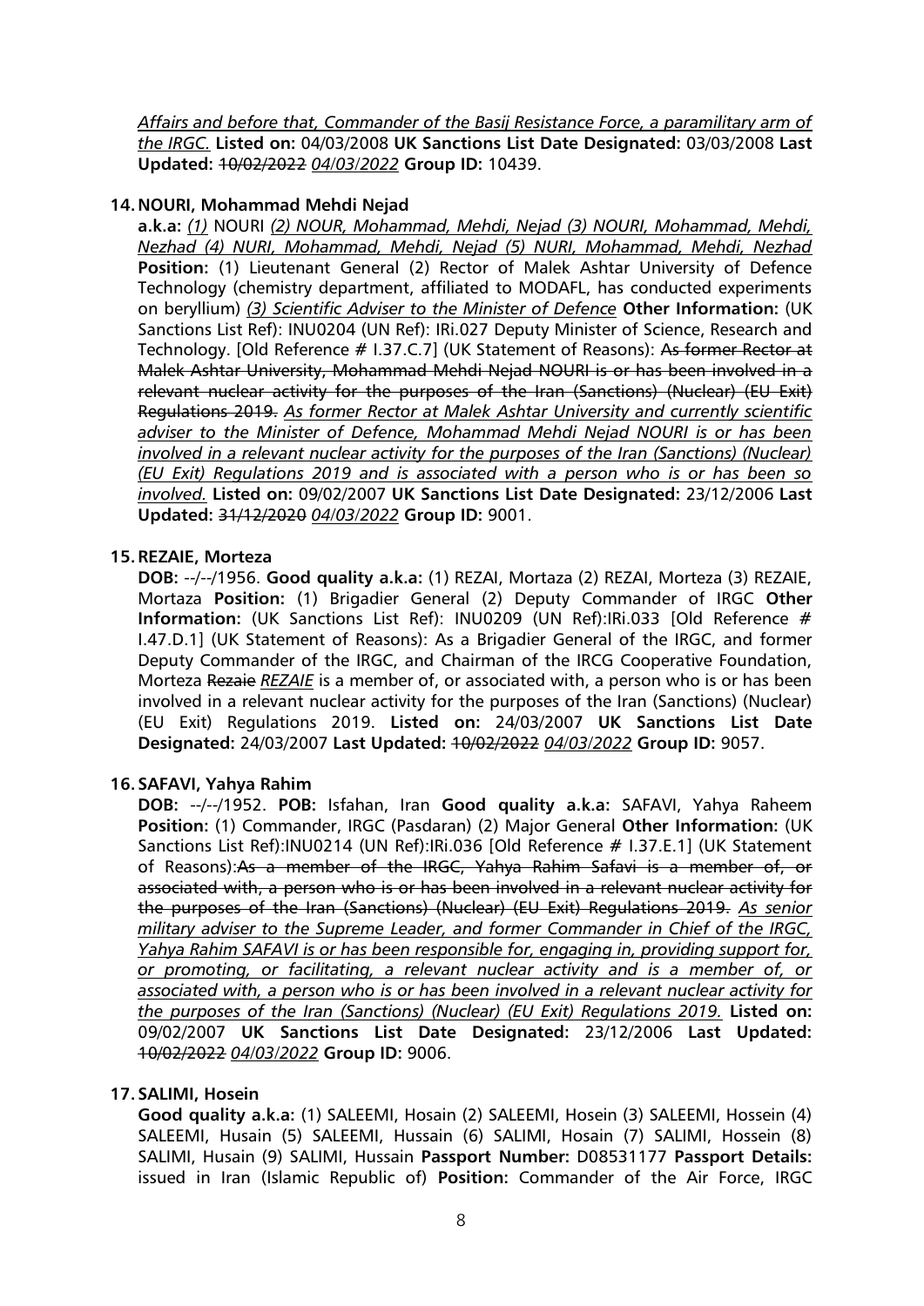*Affairs and before that, Commander of the Basij Resistance Force, a paramilitary arm of the IRGC.* **Listed on:** 04/03/2008 **UK Sanctions List Date Designated:** 03/03/2008 **Last Updated:** ~~10/02/2022~~ *04/03/2022* **Group ID:** 10439.

14. **NOURI, Mohammad Mehdi Nejad**

**a.k.a:** *(1)* NOURI *(2) NOUR, Mohammad, Mehdi, Nejad (3) NOURI, Mohammad, Mehdi, Nezhad (4) NURI, Mohammad, Mehdi, Nejad (5) NURI, Mohammad, Mehdi, Nezhad* **Position:** (1) Lieutenant General (2) Rector of Malek Ashtar University of Defence Technology (chemistry department, affiliated to MODAFL, has conducted experiments on beryllium) *(3) Scientific Adviser to the Minister of Defence* **Other Information:** (UK Sanctions List Ref): INU0204 (UN Ref): IRi.027 Deputy Minister of Science, Research and Technology. [Old Reference # I.37.C.7] (UK Statement of Reasons): ~~As former Rector at Malek Ashtar University, Mohammad Mehdi Nejad NOURI is or has been involved in a relevant nuclear activity for the purposes of the Iran (Sanctions) (Nuclear) (EU Exit) Regulations 2019.~~ *As former Rector at Malek Ashtar University and currently scientific adviser to the Minister of Defence, Mohammad Mehdi Nejad NOURI is or has been involved in a relevant nuclear activity for the purposes of the Iran (Sanctions) (Nuclear) (EU Exit) Regulations 2019 and is associated with a person who is or has been so involved.* **Listed on:** 09/02/2007 **UK Sanctions List Date Designated:** 23/12/2006 **Last Updated:** ~~31/12/2020~~ *04/03/2022* **Group ID:** 9001.

15. **REZAIE, Morteza**

**DOB:** --/--/1956. **Good quality a.k.a:** (1) REZAI, Mortaza (2) REZAI, Morteza (3) REZAIE, Mortaza **Position:** (1) Brigadier General (2) Deputy Commander of IRGC **Other Information:** (UK Sanctions List Ref): INU0209 (UN Ref):IRi.033 [Old Reference # I.47.D.1] (UK Statement of Reasons): As a Brigadier General of the IRGC, and former Deputy Commander of the IRGC, and Chairman of the IRCG Cooperative Foundation, Morteza ~~Rezaie~~ *REZAIE* is a member of, or associated with, a person who is or has been involved in a relevant nuclear activity for the purposes of the Iran (Sanctions) (Nuclear) (EU Exit) Regulations 2019. **Listed on:** 24/03/2007 **UK Sanctions List Date Designated:** 24/03/2007 **Last Updated:** ~~10/02/2022~~ *04/03/2022* **Group ID:** 9057.

16. **SAFAVI, Yahya Rahim**

**DOB:** --/--/1952. **POB:** Isfahan, Iran **Good quality a.k.a:** SAFAVI, Yahya Raheem **Position:** (1) Commander, IRGC (Pasdaran) (2) Major General **Other Information:** (UK Sanctions List Ref):INU0214 (UN Ref):IRi.036 [Old Reference # I.37.E.1] (UK Statement of Reasons):~~As a member of the IRGC, Yahya Rahim Safavi is a member of, or associated with, a person who is or has been involved in a relevant nuclear activity for the purposes of the Iran (Sanctions) (Nuclear) (EU Exit) Regulations 2019.~~ *As senior military adviser to the Supreme Leader, and former Commander in Chief of the IRGC, Yahya Rahim SAFAVI is or has been responsible for, engaging in, providing support for, or promoting, or facilitating, a relevant nuclear activity and is a member of, or associated with, a person who is or has been involved in a relevant nuclear activity for the purposes of the Iran (Sanctions) (Nuclear) (EU Exit) Regulations 2019.* **Listed on:** 09/02/2007 **UK Sanctions List Date Designated:** 23/12/2006 **Last Updated:** ~~10/02/2022~~ *04/03/2022* **Group ID:** 9006.

17. **SALIMI, Hosein**

**Good quality a.k.a:** (1) SALEEMI, Hosain (2) SALEEMI, Hosein (3) SALEEMI, Hossein (4) SALEEMI, Husain (5) SALEEMI, Hussain (6) SALIMI, Hosain (7) SALIMI, Hossein (8) SALIMI, Husain (9) SALIMI, Hussain **Passport Number:** D08531177 **Passport Details:** issued in Iran (Islamic Republic of) **Position:** Commander of the Air Force, IRGC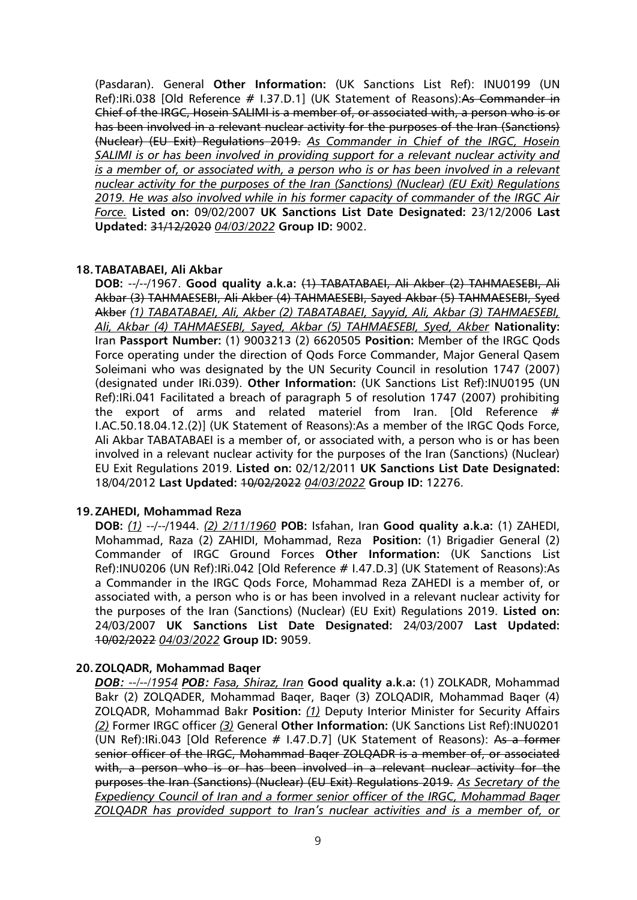(Pasdaran). General **Other Information:** (UK Sanctions List Ref): INU0199 (UN Ref):IRi.038 [Old Reference # I.37.D.1] (UK Statement of Reasons):~~As Commander in Chief of the IRGC, Hosein SALIMI is a member of, or associated with, a person who is or has been involved in a relevant nuclear activity for the purposes of the Iran (Sanctions) (Nuclear) (EU Exit) Regulations 2019.~~ *As Commander in Chief of the IRGC, Hosein SALIMI is or has been involved in providing support for a relevant nuclear activity and is a member of, or associated with, a person who is or has been involved in a relevant nuclear activity for the purposes of the Iran (Sanctions) (Nuclear) (EU Exit) Regulations 2019. He was also involved while in his former capacity of commander of the IRGC Air Force.* **Listed on:** 09/02/2007 **UK Sanctions List Date Designated:** 23/12/2006 **Last Updated:** ~~31/12/2020~~ *04/03/2022* **Group ID:** 9002.

**18. TABATABAEI, Ali Akbar**

**DOB:** --/--/1967. **Good quality a.k.a:** ~~(1) TABATABAEI, Ali Akber (2) TAHMAESEBI, Ali Akbar (3) TAHMAESEBI, Ali Akber (4) TAHMAESEBI, Sayed Akbar (5) TAHMAESEBI, Syed Akber~~ *(1) TABATABAEI, Ali, Akber (2) TABATABAEI, Sayyid, Ali, Akbar (3) TAHMAESEBI, Ali, Akbar (4) TAHMAESEBI, Sayed, Akbar (5) TAHMAESEBI, Syed, Akber* **Nationality:** Iran **Passport Number:** (1) 9003213 (2) 6620505 **Position:** Member of the IRGC Qods Force operating under the direction of Qods Force Commander, Major General Qasem Soleimani who was designated by the UN Security Council in resolution 1747 (2007) (designated under IRi.039). **Other Information:** (UK Sanctions List Ref):INU0195 (UN Ref):IRi.041 Facilitated a breach of paragraph 5 of resolution 1747 (2007) prohibiting the export of arms and related materiel from Iran. [Old Reference # I.AC.50.18.04.12.(2)] (UK Statement of Reasons):As a member of the IRGC Qods Force, Ali Akbar TABATABAEI is a member of, or associated with, a person who is or has been involved in a relevant nuclear activity for the purposes of the Iran (Sanctions) (Nuclear) EU Exit Regulations 2019. **Listed on:** 02/12/2011 **UK Sanctions List Date Designated:** 18/04/2012 **Last Updated:** ~~10/02/2022~~ *04/03/2022* **Group ID:** 12276.

**19. ZAHEDI, Mohammad Reza**

**DOB:** *(1)* --/--/1944. *(2) 2/11/1960* **POB:** Isfahan, Iran **Good quality a.k.a:** (1) ZAHEDI, Mohammad, Raza (2) ZAHIDI, Mohammad, Reza **Position:** (1) Brigadier General (2) Commander of IRGC Ground Forces **Other Information:** (UK Sanctions List Ref):INU0206 (UN Ref):IRi.042 [Old Reference # I.47.D.3] (UK Statement of Reasons):As a Commander in the IRGC Qods Force, Mohammad Reza ZAHEDI is a member of, or associated with, a person who is or has been involved in a relevant nuclear activity for the purposes of the Iran (Sanctions) (Nuclear) (EU Exit) Regulations 2019. **Listed on:** 24/03/2007 **UK Sanctions List Date Designated:** 24/03/2007 **Last Updated:** ~~10/02/2022~~ *04/03/2022* **Group ID:** 9059.

**20. ZOLQADR, Mohammad Baqer**

***DOB:** --/--/1954* ***POB:** Fasa, Shiraz, Iran* **Good quality a.k.a:** (1) ZOLKADR, Mohammad Bakr (2) ZOLQADER, Mohammad Baqer, Baqer (3) ZOLQADIR, Mohammad Baqer (4) ZOLQADR, Mohammad Bakr **Position:** *(1)* Deputy Interior Minister for Security Affairs *(2)* Former IRGC officer *(3)* General **Other Information:** (UK Sanctions List Ref):INU0201 (UN Ref):IRi.043 [Old Reference # I.47.D.7] (UK Statement of Reasons): ~~As a former senior officer of the IRGC, Mohammad Baqer ZOLQADR is a member of, or associated with, a person who is or has been involved in a relevant nuclear activity for the purposes the Iran (Sanctions) (Nuclear) (EU Exit) Regulations 2019.~~ *As Secretary of the Expediency Council of Iran and a former senior officer of the IRGC, Mohammad Baqer ZOLQADR has provided support to Iran's nuclear activities and is a member of, or*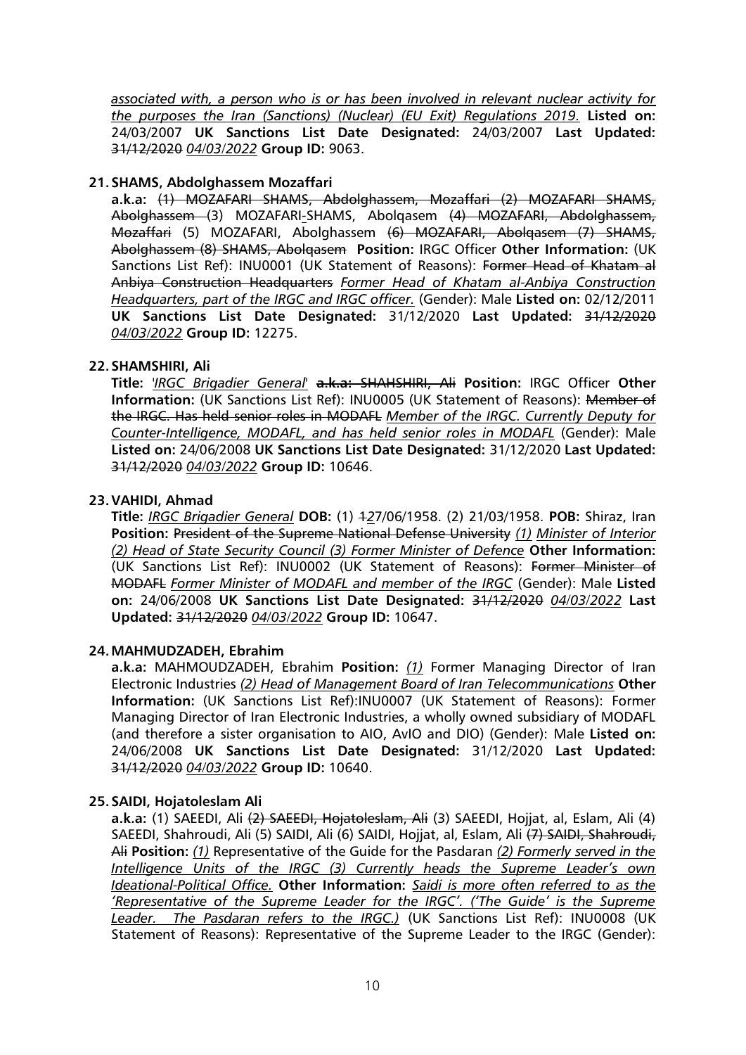*associated with, a person who is or has been involved in relevant nuclear activity for the purposes the Iran (Sanctions) (Nuclear) (EU Exit) Regulations 2019.* **Listed on:** 24/03/2007 **UK Sanctions List Date Designated:** 24/03/2007 **Last Updated:** ~~31/12/2020~~ *04/03/2022* **Group ID:** 9063.

21. **SHAMS, Abdolghassem Mozaffari**
    **a.k.a:** ~~(1) MOZAFARI SHAMS, Abdolghassem, Mozaffari (2) MOZAFARI SHAMS, Abolghassem~~ (3) MOZAFARI-SHAMS, Abolqasem ~~(4) MOZAFARI, Abdolghassem, Mozaffari~~ (5) MOZAFARI, Abolghassem ~~(6) MOZAFARI, Abolqasem (7) SHAMS, Abolghassem (8) SHAMS, Abolqasem~~ **Position:** IRGC Officer **Other Information:** (UK Sanctions List Ref): INU0001 (UK Statement of Reasons): ~~Former Head of Khatam al Anbiya Construction Headquarters~~ *Former Head of Khatam al-Anbiya Construction Headquarters, part of the IRGC and IRGC officer.* (Gender): Male **Listed on:** 02/12/2011 **UK Sanctions List Date Designated:** 31/12/2020 **Last Updated:** ~~31/12/2020~~ *04/03/2022* **Group ID:** 12275.

22. **SHAMSHIRI, Ali**
    **Title:** *'IRGC Brigadier General'* ~~**a.k.a:** SHAHSHIRI, Ali~~ **Position:** IRGC Officer **Other Information:** (UK Sanctions List Ref): INU0005 (UK Statement of Reasons): ~~Member of the IRGC. Has held senior roles in MODAFL~~ *Member of the IRGC. Currently Deputy for Counter-Intelligence, MODAFL, and has held senior roles in MODAFL* (Gender): Male **Listed on:** 24/06/2008 **UK Sanctions List Date Designated:** 31/12/2020 **Last Updated:** ~~31/12/2020~~ *04/03/2022* **Group ID:** 10646.

23. **VAHIDI, Ahmad**
    **Title:** *IRGC Brigadier General* **DOB:** (1) ~~1~~*2*7/06/1958. (2) 21/03/1958. **POB:** Shiraz, Iran **Position:** ~~President of the Supreme National Defense University~~ *(1) Minister of Interior (2) Head of State Security Council (3) Former Minister of Defence* **Other Information:** (UK Sanctions List Ref): INU0002 (UK Statement of Reasons): ~~Former Minister of MODAFL~~ *Former Minister of MODAFL and member of the IRGC* (Gender): Male **Listed on:** 24/06/2008 **UK Sanctions List Date Designated:** ~~31/12/2020~~ *04/03/2022* **Last Updated:** ~~31/12/2020~~ *04/03/2022* **Group ID:** 10647.

24. **MAHMUDZADEH, Ebrahim**
    **a.k.a:** MAHMOUDZADEH, Ebrahim **Position:** *(1)* Former Managing Director of Iran Electronic Industries *(2) Head of Management Board of Iran Telecommunications* **Other Information:** (UK Sanctions List Ref):INU0007 (UK Statement of Reasons): Former Managing Director of Iran Electronic Industries, a wholly owned subsidiary of MODAFL (and therefore a sister organisation to AIO, AvIO and DIO) (Gender): Male **Listed on:** 24/06/2008 **UK Sanctions List Date Designated:** 31/12/2020 **Last Updated:** ~~31/12/2020~~ *04/03/2022* **Group ID:** 10640.

25. **SAIDI, Hojatoleslam Ali**
    **a.k.a:** (1) SAEEDI, Ali ~~(2) SAEEDI, Hojatoleslam, Ali~~ (3) SAEEDI, Hojjat, al, Eslam, Ali (4) SAEEDI, Shahroudi, Ali (5) SAIDI, Ali (6) SAIDI, Hojjat, al, Eslam, Ali ~~(7) SAIDI, Shahroudi, Ali~~ **Position:** *(1)* Representative of the Guide for the Pasdaran *(2) Formerly served in the Intelligence Units of the IRGC (3) Currently heads the Supreme Leader's own Ideational-Political Office.* **Other Information:** *Saidi is more often referred to as the 'Representative of the Supreme Leader for the IRGC'. ('The Guide' is the Supreme Leader. The Pasdaran refers to the IRGC.)* (UK Sanctions List Ref): INU0008 (UK Statement of Reasons): Representative of the Supreme Leader to the IRGC (Gender):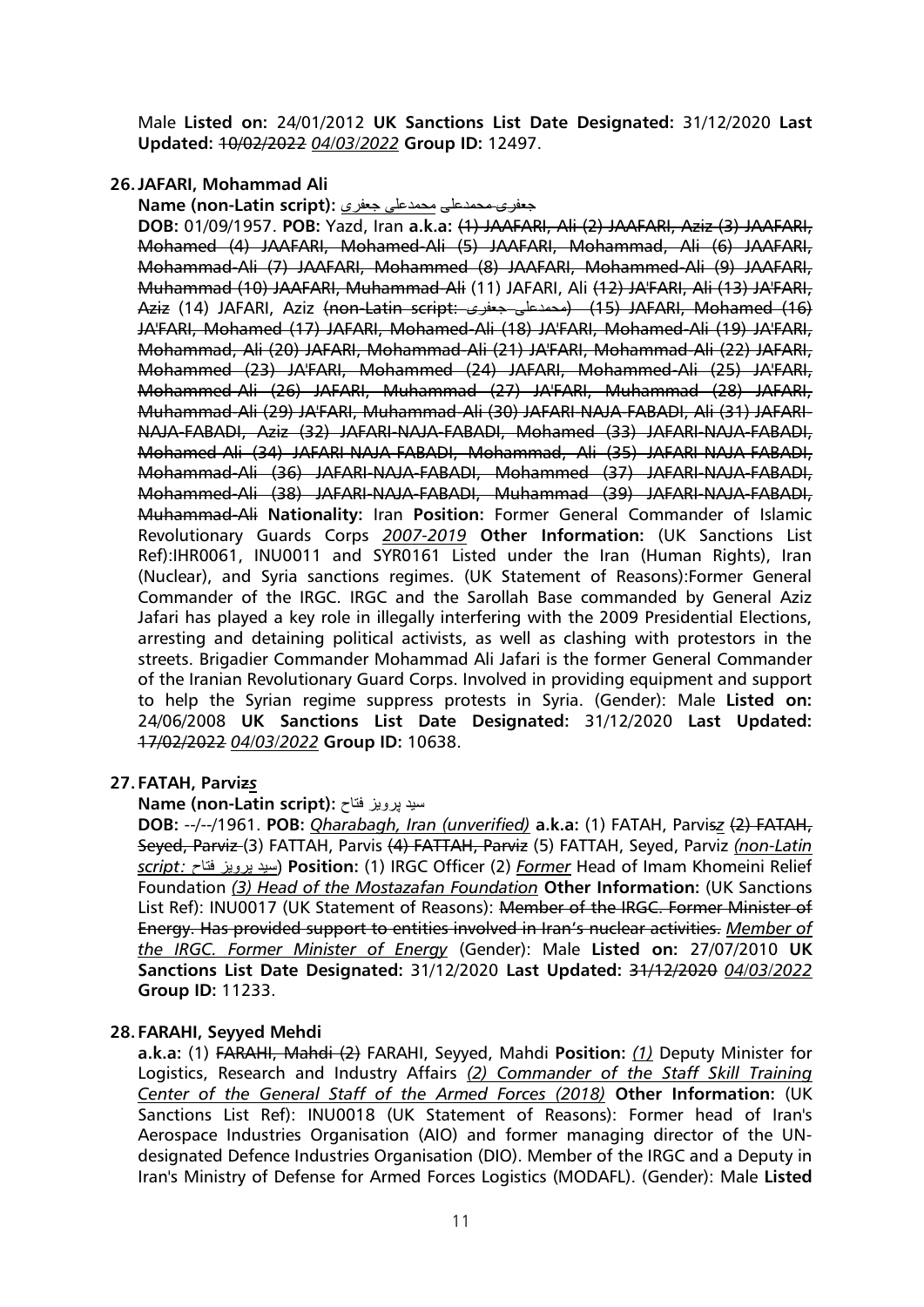Male **Listed on:** 24/01/2012 **UK Sanctions List Date Designated:** 31/12/2020 **Last Updated:** ~~10/02/2022~~ *04/03/2022* **Group ID:** 12497.

**26. JAFARI, Mohammad Ali**

**Name (non-Latin script):** ~~جعفری محمدعلی~~ محمدعلی جعفری

**DOB:** 01/09/1957. **POB:** Yazd, Iran **a.k.a:** ~~(1) JAAFARI, Ali (2) JAAFARI, Aziz (3) JAAFARI, Mohamed (4) JAAFARI, Mohamed-Ali (5) JAAFARI, Mohammad, Ali (6) JAAFARI, Mohammad-Ali (7) JAAFARI, Mohammed (8) JAAFARI, Mohammed-Ali (9) JAAFARI, Muhammad (10) JAAFARI, Muhammad-Ali~~ (11) JAFARI, Ali ~~(12) JA'FARI, Ali (13) JA'FARI, Aziz~~ (14) JAFARI, Aziz ~~(non-Latin script: جعفری محمدعلی) (15) JAFARI, Mohamed (16) JA'FARI, Mohamed (17) JAFARI, Mohamed-Ali (18) JA'FARI, Mohamed-Ali (19) JA'FARI, Mohammad, Ali (20) JAFARI, Mohammad-Ali (21) JA'FARI, Mohammad-Ali (22) JAFARI, Mohammed (23) JA'FARI, Mohammed (24) JAFARI, Mohammed-Ali (25) JA'FARI, Mohammed-Ali (26) JAFARI, Muhammad (27) JA'FARI, Muhammad (28) JAFARI, Muhammad-Ali (29) JA'FARI, Muhammad-Ali (30) JAFARI-NAJA-FABADI, Ali (31) JAFARI-NAJA-FABADI, Aziz (32) JAFARI-NAJA-FABADI, Mohamed (33) JAFARI-NAJA-FABADI, Mohamed-Ali (34) JAFARI-NAJA-FABADI, Mohammad, Ali (35) JAFARI-NAJA-FABADI, Mohammad-Ali (36) JAFARI-NAJA-FABADI, Mohammed (37) JAFARI-NAJA-FABADI, Mohammed-Ali (38) JAFARI-NAJA-FABADI, Muhammad (39) JAFARI-NAJA-FABADI, Muhammad-Ali~~ **Nationality:** Iran **Position:** Former General Commander of Islamic Revolutionary Guards Corps *2007-2019* **Other Information:** (UK Sanctions List Ref):IHR0061, INU0011 and SYR0161 Listed under the Iran (Human Rights), Iran (Nuclear), and Syria sanctions regimes. (UK Statement of Reasons):Former General Commander of the IRGC. IRGC and the Sarollah Base commanded by General Aziz Jafari has played a key role in illegally interfering with the 2009 Presidential Elections, arresting and detaining political activists, as well as clashing with protestors in the streets. Brigadier Commander Mohammad Ali Jafari is the former General Commander of the Iranian Revolutionary Guard Corps. Involved in providing equipment and support to help the Syrian regime suppress protests in Syria. (Gender): Male **Listed on:** 24/06/2008 **UK Sanctions List Date Designated:** 31/12/2020 **Last Updated:** ~~17/02/2022~~ *04/03/2022* **Group ID:** 10638.

**27. FATAH, Parviz*s***

**Name (non-Latin script):** سید پرویز فتاح

**DOB:** --/--/1961. **POB:** *Qharabagh, Iran (unverified)* **a.k.a:** (1) FATAH, Parvis*z* ~~(2) FATAH, Seyed, Parviz~~ (3) FATTAH, Parvis ~~(4) FATTAH, Parviz~~ (5) FATTAH, Seyed, Parviz *(non-Latin script: سید پرویز فتاح)* **Position:** (1) IRGC Officer (2) *Former* Head of Imam Khomeini Relief Foundation *(3) Head of the Mostazafan Foundation* **Other Information:** (UK Sanctions List Ref): INU0017 (UK Statement of Reasons): ~~Member of the IRGC. Former Minister of Energy. Has provided support to entities involved in Iran's nuclear activities.~~ *Member of the IRGC. Former Minister of Energy* (Gender): Male **Listed on:** 27/07/2010 **UK Sanctions List Date Designated:** 31/12/2020 **Last Updated:** ~~31/12/2020~~ *04/03/2022* **Group ID:** 11233.

**28. FARAHI, Seyyed Mehdi**

**a.k.a:** (1) ~~FARAHI, Mahdi (2)~~ FARAHI, Seyyed, Mahdi **Position:** *(1)* Deputy Minister for Logistics, Research and Industry Affairs *(2) Commander of the Staff Skill Training Center of the General Staff of the Armed Forces (2018)* **Other Information:** (UK Sanctions List Ref): INU0018 (UK Statement of Reasons): Former head of Iran's Aerospace Industries Organisation (AIO) and former managing director of the UN-designated Defence Industries Organisation (DIO). Member of the IRGC and a Deputy in Iran's Ministry of Defense for Armed Forces Logistics (MODAFL). (Gender): Male **Listed**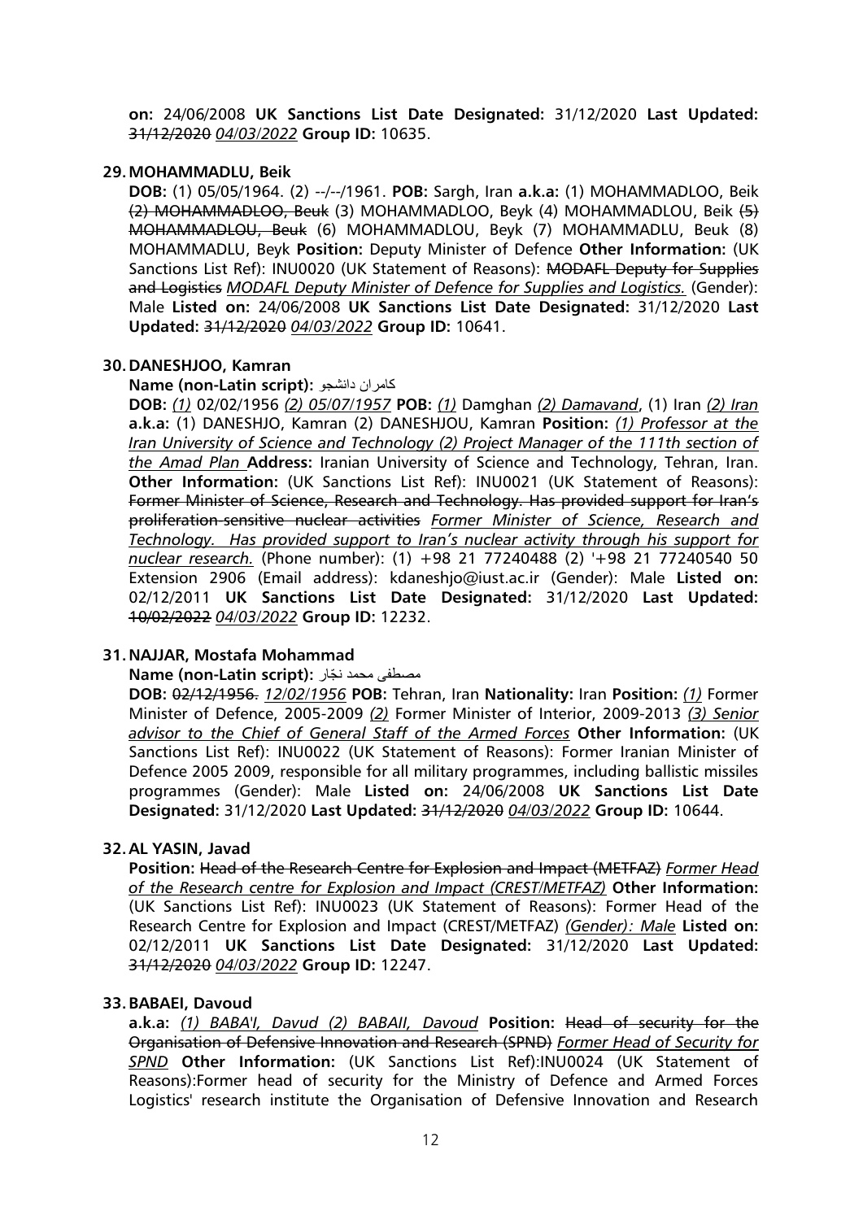**on:** 24/06/2008 **UK Sanctions List Date Designated:** 31/12/2020 **Last Updated:** ~~31/12/2020~~ *04/03/2022* **Group ID:** 10635.

**29. MOHAMMADLU, Beik**

**DOB:** (1) 05/05/1964. (2) --/--/1961. **POB:** Sargh, Iran **a.k.a:** (1) MOHAMMADLOO, Beik ~~(2) MOHAMMADLOO, Beuk~~ (3) MOHAMMADLOO, Beyk (4) MOHAMMADLOU, Beik ~~(5) MOHAMMADLOU, Beuk~~ (6) MOHAMMADLOU, Beyk (7) MOHAMMADLU, Beuk (8) MOHAMMADLU, Beyk **Position:** Deputy Minister of Defence **Other Information:** (UK Sanctions List Ref): INU0020 (UK Statement of Reasons): ~~MODAFL Deputy for Supplies and Logistics~~ *MODAFL Deputy Minister of Defence for Supplies and Logistics.* (Gender): Male **Listed on:** 24/06/2008 **UK Sanctions List Date Designated:** 31/12/2020 **Last Updated:** ~~31/12/2020~~ *04/03/2022* **Group ID:** 10641.

**30. DANESHJOO, Kamran**

**Name (non-Latin script):** کامران دانشجو

**DOB:** *(1)* 02/02/1956 *(2) 05/07/1957* **POB:** *(1)* Damghan *(2) Damavand*, (1) Iran *(2) Iran* **a.k.a:** (1) DANESHJO, Kamran (2) DANESHJOU, Kamran **Position:** *(1) Professor at the Iran University of Science and Technology (2) Project Manager of the 111th section of the Amad Plan* **Address:** Iranian University of Science and Technology, Tehran, Iran. **Other Information:** (UK Sanctions List Ref): INU0021 (UK Statement of Reasons): ~~Former Minister of Science, Research and Technology. Has provided support for Iran's proliferation-sensitive nuclear activities~~ *Former Minister of Science, Research and Technology. Has provided support to Iran's nuclear activity through his support for nuclear research.* (Phone number): (1) +98 21 77240488 (2) '+98 21 77240540 50 Extension 2906 (Email address): kdaneshjo@iust.ac.ir (Gender): Male **Listed on:** 02/12/2011 **UK Sanctions List Date Designated:** 31/12/2020 **Last Updated:** ~~10/02/2022~~ *04/03/2022* **Group ID:** 12232.

**31. NAJJAR, Mostafa Mohammad**

**Name (non-Latin script):** مصطفی محمد نجّار

**DOB:** ~~02/12/1956.~~ *12/02/1956* **POB:** Tehran, Iran **Nationality:** Iran **Position:** *(1)* Former Minister of Defence, 2005-2009 *(2)* Former Minister of Interior, 2009-2013 *(3) Senior advisor to the Chief of General Staff of the Armed Forces* **Other Information:** (UK Sanctions List Ref): INU0022 (UK Statement of Reasons): Former Iranian Minister of Defence 2005 2009, responsible for all military programmes, including ballistic missiles programmes (Gender): Male **Listed on:** 24/06/2008 **UK Sanctions List Date Designated:** 31/12/2020 **Last Updated:** ~~31/12/2020~~ *04/03/2022* **Group ID:** 10644.

**32. AL YASIN, Javad**

**Position:** ~~Head of the Research Centre for Explosion and Impact (METFAZ)~~ *Former Head of the Research centre for Explosion and Impact (CREST/METFAZ)* **Other Information:** (UK Sanctions List Ref): INU0023 (UK Statement of Reasons): Former Head of the Research Centre for Explosion and Impact (CREST/METFAZ) *(Gender): Male* **Listed on:** 02/12/2011 **UK Sanctions List Date Designated:** 31/12/2020 **Last Updated:** ~~31/12/2020~~ *04/03/2022* **Group ID:** 12247.

**33. BABAEI, Davoud**

**a.k.a:** *(1) BABA'I, Davud (2) BABAII, Davoud* **Position:** ~~Head of security for the Organisation of Defensive Innovation and Research (SPND)~~ *Former Head of Security for SPND* **Other Information:** (UK Sanctions List Ref):INU0024 (UK Statement of Reasons):Former head of security for the Ministry of Defence and Armed Forces Logistics' research institute the Organisation of Defensive Innovation and Research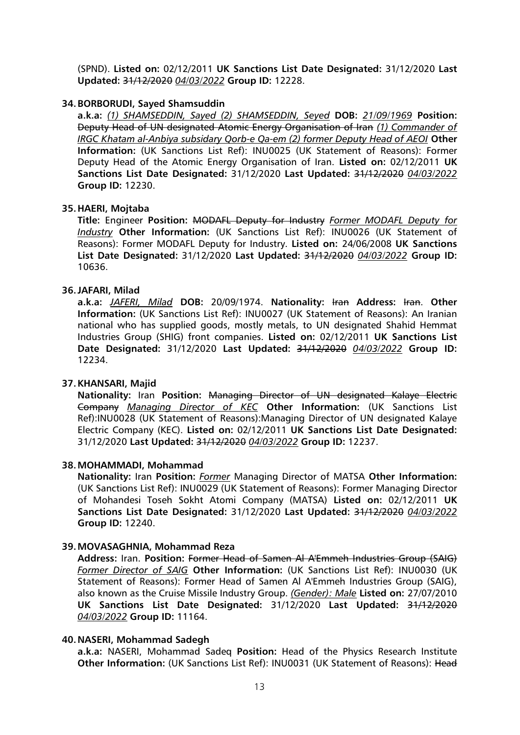(SPND). **Listed on:** 02/12/2011 **UK Sanctions List Date Designated:** 31/12/2020 **Last Updated:** ~~31/12/2020~~ *04/03/2022* **Group ID:** 12228.

**34. BORBORUDI, Sayed Shamsuddin**

**a.k.a:** *(1) SHAMSEDDIN, Sayed (2) SHAMSEDDIN, Seyed* **DOB:** *21/09/1969* **Position:** ~~Deputy Head of UN designated Atomic Energy Organisation of Iran~~ *(1) Commander of IRGC Khatam al-Anbiya subsidary Qorb-e Qa-em (2) former Deputy Head of AEOI* **Other Information:** (UK Sanctions List Ref): INU0025 (UK Statement of Reasons): Former Deputy Head of the Atomic Energy Organisation of Iran. **Listed on:** 02/12/2011 **UK Sanctions List Date Designated:** 31/12/2020 **Last Updated:** ~~31/12/2020~~ *04/03/2022* **Group ID:** 12230.

**35. HAERI, Mojtaba**

**Title:** Engineer **Position:** ~~MODAFL Deputy for Industry~~ *Former MODAFL Deputy for Industry* **Other Information:** (UK Sanctions List Ref): INU0026 (UK Statement of Reasons): Former MODAFL Deputy for Industry. **Listed on:** 24/06/2008 **UK Sanctions List Date Designated:** 31/12/2020 **Last Updated:** ~~31/12/2020~~ *04/03/2022* **Group ID:** 10636.

**36. JAFARI, Milad**

**a.k.a:** *JAFERI, Milad* **DOB:** 20/09/1974. **Nationality:** ~~Iran~~ **Address:** ~~Iran~~. **Other Information:** (UK Sanctions List Ref): INU0027 (UK Statement of Reasons): An Iranian national who has supplied goods, mostly metals, to UN designated Shahid Hemmat Industries Group (SHIG) front companies. **Listed on:** 02/12/2011 **UK Sanctions List Date Designated:** 31/12/2020 **Last Updated:** ~~31/12/2020~~ *04/03/2022* **Group ID:** 12234.

**37. KHANSARI, Majid**

**Nationality:** Iran **Position:** ~~Managing Director of UN designated Kalaye Electric Company~~ *Managing Director of KEC* **Other Information:** (UK Sanctions List Ref):INU0028 (UK Statement of Reasons):Managing Director of UN designated Kalaye Electric Company (KEC). **Listed on:** 02/12/2011 **UK Sanctions List Date Designated:** 31/12/2020 **Last Updated:** ~~31/12/2020~~ *04/03/2022* **Group ID:** 12237.

**38. MOHAMMADI, Mohammad**

**Nationality:** Iran **Position:** *Former* Managing Director of MATSA **Other Information:** (UK Sanctions List Ref): INU0029 (UK Statement of Reasons): Former Managing Director of Mohandesi Toseh Sokht Atomi Company (MATSA) **Listed on:** 02/12/2011 **UK Sanctions List Date Designated:** 31/12/2020 **Last Updated:** ~~31/12/2020~~ *04/03/2022* **Group ID:** 12240.

**39. MOVASAGHNIA, Mohammad Reza**

**Address:** Iran. **Position:** ~~Former Head of Samen Al A'Emmeh Industries Group (SAIG)~~ *Former Director of SAIG* **Other Information:** (UK Sanctions List Ref): INU0030 (UK Statement of Reasons): Former Head of Samen Al A'Emmeh Industries Group (SAIG), also known as the Cruise Missile Industry Group. *(Gender): Male* **Listed on:** 27/07/2010 **UK Sanctions List Date Designated:** 31/12/2020 **Last Updated:** ~~31/12/2020~~ *04/03/2022* **Group ID:** 11164.

**40. NASERI, Mohammad Sadegh**

**a.k.a:** NASERI, Mohammad Sadeq **Position:** Head of the Physics Research Institute **Other Information:** (UK Sanctions List Ref): INU0031 (UK Statement of Reasons): ~~Head~~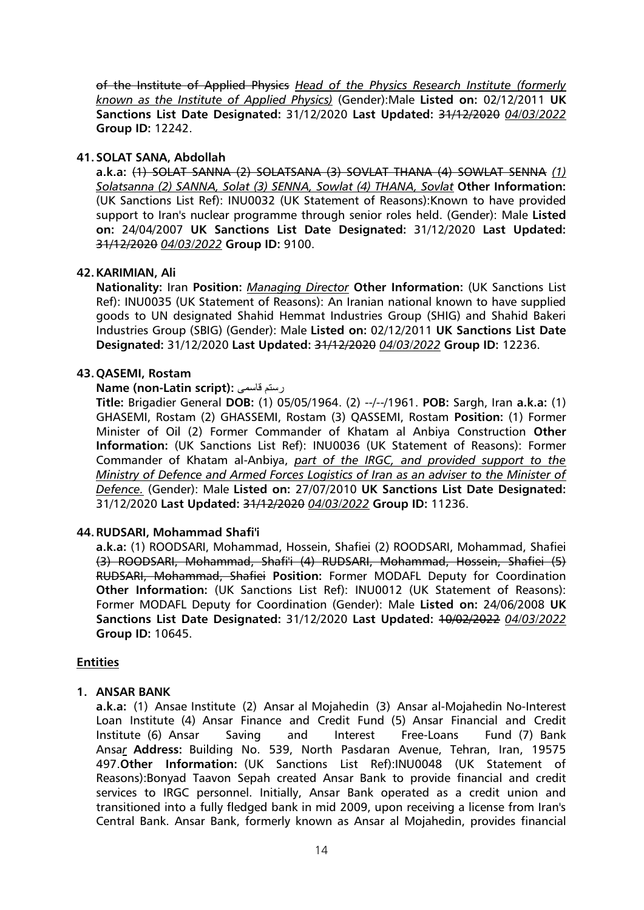~~of the Institute of Applied Physics~~ *Head of the Physics Research Institute (formerly known as the Institute of Applied Physics)* (Gender):Male **Listed on:** 02/12/2011 **UK Sanctions List Date Designated:** 31/12/2020 **Last Updated:** ~~31/12/2020~~ *04/03/2022* **Group ID:** 12242.

**41. SOLAT SANA, Abdollah**

**a.k.a:** ~~(1) SOLAT SANNA (2) SOLATSANA (3) SOVLAT THANA (4) SOWLAT SENNA~~ *(1) Solatsanna (2) SANNA, Solat (3) SENNA, Sowlat (4) THANA, Sovlat* **Other Information:** (UK Sanctions List Ref): INU0032 (UK Statement of Reasons):Known to have provided support to Iran's nuclear programme through senior roles held. (Gender): Male **Listed on:** 24/04/2007 **UK Sanctions List Date Designated:** 31/12/2020 **Last Updated:** ~~31/12/2020~~ *04/03/2022* **Group ID:** 9100.

**42. KARIMIAN, Ali**

**Nationality:** Iran **Position:** *Managing Director* **Other Information:** (UK Sanctions List Ref): INU0035 (UK Statement of Reasons): An Iranian national known to have supplied goods to UN designated Shahid Hemmat Industries Group (SHIG) and Shahid Bakeri Industries Group (SBIG) (Gender): Male **Listed on:** 02/12/2011 **UK Sanctions List Date Designated:** 31/12/2020 **Last Updated:** ~~31/12/2020~~ *04/03/2022* **Group ID:** 12236.

**43. QASEMI, Rostam**

**Name (non-Latin script):** رستم قاسمی

**Title:** Brigadier General **DOB:** (1) 05/05/1964. (2) --/--/1961. **POB:** Sargh, Iran **a.k.a:** (1) GHASEMI, Rostam (2) GHASSEMI, Rostam (3) QASSEMI, Rostam **Position:** (1) Former Minister of Oil (2) Former Commander of Khatam al Anbiya Construction **Other Information:** (UK Sanctions List Ref): INU0036 (UK Statement of Reasons): Former Commander of Khatam al-Anbiya, *part of the IRGC, and provided support to the Ministry of Defence and Armed Forces Logistics of Iran as an adviser to the Minister of Defence.* (Gender): Male **Listed on:** 27/07/2010 **UK Sanctions List Date Designated:** 31/12/2020 **Last Updated:** ~~31/12/2020~~ *04/03/2022* **Group ID:** 11236.

**44. RUDSARI, Mohammad Shafi'i**

**a.k.a:** (1) ROODSARI, Mohammad, Hossein, Shafiei (2) ROODSARI, Mohammad, Shafiei ~~(3) ROODSARI, Mohammad, Shafi'i (4) RUDSARI, Mohammad, Hossein, Shafiei (5) RUDSARI, Mohammad, Shafiei~~ **Position:** Former MODAFL Deputy for Coordination **Other Information:** (UK Sanctions List Ref): INU0012 (UK Statement of Reasons): Former MODAFL Deputy for Coordination (Gender): Male **Listed on:** 24/06/2008 **UK Sanctions List Date Designated:** 31/12/2020 **Last Updated:** ~~10/02/2022~~ *04/03/2022* **Group ID:** 10645.

## Entities

**1. ANSAR BANK**

**a.k.a:** (1) Ansae Institute (2) Ansar al Mojahedin (3) Ansar al-Mojahedin No-Interest Loan Institute (4) Ansar Finance and Credit Fund (5) Ansar Financial and Credit Institute (6) Ansar Saving and Interest Free-Loans Fund (7) Bank Ansa*r* **Address:** Building No. 539, North Pasdaran Avenue, Tehran, Iran, 19575 497.**Other Information:** (UK Sanctions List Ref):INU0048 (UK Statement of Reasons):Bonyad Taavon Sepah created Ansar Bank to provide financial and credit services to IRGC personnel. Initially, Ansar Bank operated as a credit union and transitioned into a fully fledged bank in mid 2009, upon receiving a license from Iran's Central Bank. Ansar Bank, formerly known as Ansar al Mojahedin, provides financial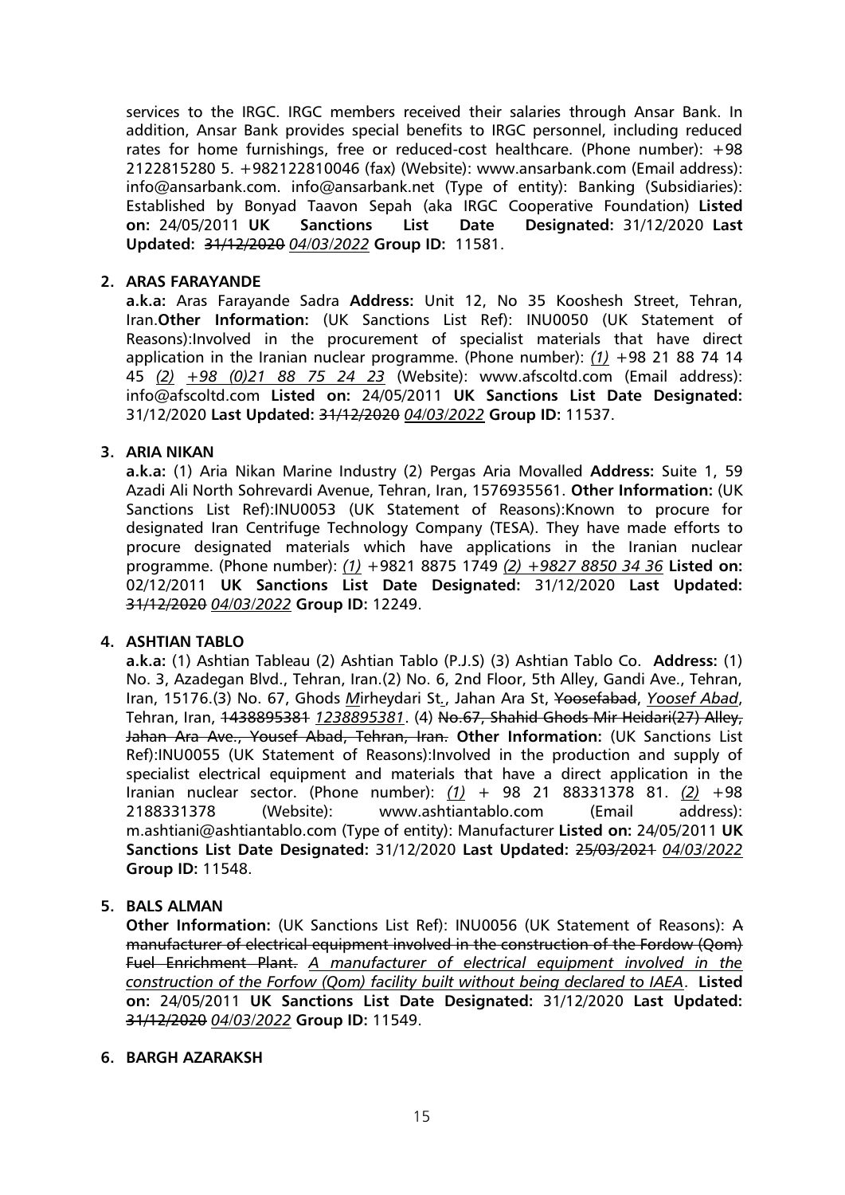services to the IRGC. IRGC members received their salaries through Ansar Bank. In addition, Ansar Bank provides special benefits to IRGC personnel, including reduced rates for home furnishings, free or reduced-cost healthcare. (Phone number): +98 2122815280 5. +982122810046 (fax) (Website): www.ansarbank.com (Email address): info@ansarbank.com. info@ansarbank.net (Type of entity): Banking (Subsidiaries): Established by Bonyad Taavon Sepah (aka IRGC Cooperative Foundation) **Listed on:** 24/05/2011 **UK Sanctions List Date Designated:** 31/12/2020 **Last Updated:** ~~31/12/2020~~ *04/03/2022* **Group ID:** 11581.

**2. ARAS FARAYANDE**

**a.k.a:** Aras Farayande Sadra **Address:** Unit 12, No 35 Kooshesh Street, Tehran, Iran.**Other Information:** (UK Sanctions List Ref): INU0050 (UK Statement of Reasons):Involved in the procurement of specialist materials that have direct application in the Iranian nuclear programme. (Phone number): *(1)* +98 21 88 74 14 45 *(2) +98 (0)21 88 75 24 23* (Website): www.afscoltd.com (Email address): info@afscoltd.com **Listed on:** 24/05/2011 **UK Sanctions List Date Designated:** 31/12/2020 **Last Updated:** ~~31/12/2020~~ *04/03/2022* **Group ID:** 11537.

**3. ARIA NIKAN**

**a.k.a:** (1) Aria Nikan Marine Industry (2) Pergas Aria Movalled **Address:** Suite 1, 59 Azadi Ali North Sohrevardi Avenue, Tehran, Iran, 1576935561. **Other Information:** (UK Sanctions List Ref):INU0053 (UK Statement of Reasons):Known to procure for designated Iran Centrifuge Technology Company (TESA). They have made efforts to procure designated materials which have applications in the Iranian nuclear programme. (Phone number): *(1)* +9821 8875 1749 *(2) +9827 8850 34 36* **Listed on:** 02/12/2011 **UK Sanctions List Date Designated:** 31/12/2020 **Last Updated:** ~~31/12/2020~~ *04/03/2022* **Group ID:** 12249.

**4. ASHTIAN TABLO**

**a.k.a:** (1) Ashtian Tableau (2) Ashtian Tablo (P.J.S) (3) Ashtian Tablo Co. **Address:** (1) No. 3, Azadegan Blvd., Tehran, Iran.(2) No. 6, 2nd Floor, 5th Alley, Gandi Ave., Tehran, Iran, 15176.(3) No. 67, Ghods *M*irheydari St*.*, Jahan Ara St, ~~Yoosefabad~~, *Yoosef Abad*, Tehran, Iran, ~~1438895381~~ *1238895381*. (4) ~~No.67, Shahid Ghods Mir Heidari(27) Alley, Jahan Ara Ave., Yousef Abad, Tehran, Iran.~~ **Other Information:** (UK Sanctions List Ref):INU0055 (UK Statement of Reasons):Involved in the production and supply of specialist electrical equipment and materials that have a direct application in the Iranian nuclear sector. (Phone number): *(1)* + 98 21 88331378 81. *(2)* +98 2188331378 (Website): www.ashtiantablo.com (Email address): m.ashtiani@ashtiantablo.com (Type of entity): Manufacturer **Listed on:** 24/05/2011 **UK Sanctions List Date Designated:** 31/12/2020 **Last Updated:** ~~25/03/2021~~ *04/03/2022* **Group ID:** 11548.

**5. BALS ALMAN**

**Other Information:** (UK Sanctions List Ref): INU0056 (UK Statement of Reasons): ~~A manufacturer of electrical equipment involved in the construction of the Fordow (Qom) Fuel Enrichment Plant.~~ *A manufacturer of electrical equipment involved in the construction of the Forfow (Qom) facility built without being declared to IAEA*. **Listed on:** 24/05/2011 **UK Sanctions List Date Designated:** 31/12/2020 **Last Updated:** ~~31/12/2020~~ *04/03/2022* **Group ID:** 11549.

**6. BARGH AZARAKSH**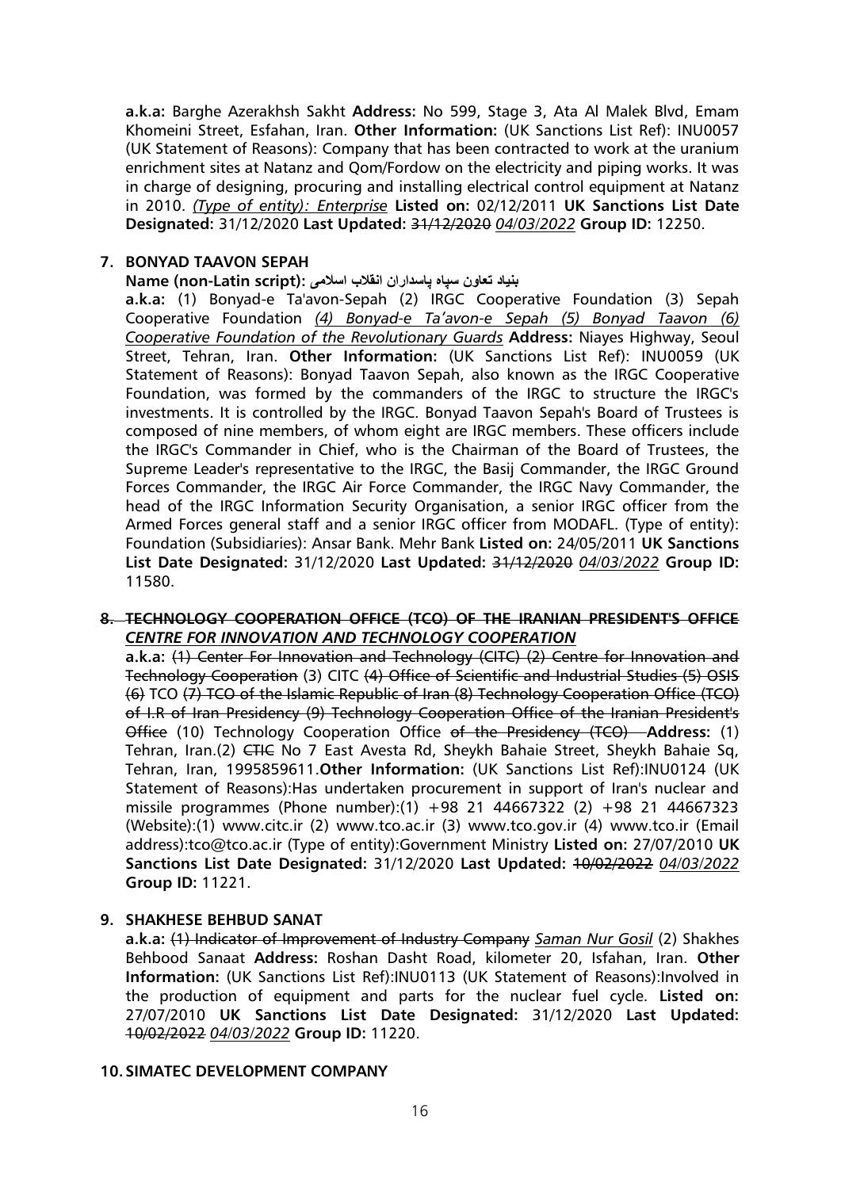**a.k.a:** Barghe Azerakhsh Sakht **Address:** No 599, Stage 3, Ata Al Malek Blvd, Emam Khomeini Street, Esfahan, Iran. **Other Information:** (UK Sanctions List Ref): INU0057 (UK Statement of Reasons): Company that has been contracted to work at the uranium enrichment sites at Natanz and Qom/Fordow on the electricity and piping works. It was in charge of designing, procuring and installing electrical control equipment at Natanz in 2010. *(Type of entity): Enterprise* **Listed on:** 02/12/2011 **UK Sanctions List Date Designated:** 31/12/2020 **Last Updated:** ~~31/12/2020~~ *04/03/2022* **Group ID:** 12250.

**7. BONYAD TAAVON SEPAH**

**Name (non-Latin script):** **بنیاد تعاون سپاه پاسداران انقلاب اسلامی**

**a.k.a:** (1) Bonyad-e Ta'avon-Sepah (2) IRGC Cooperative Foundation (3) Sepah Cooperative Foundation *(4) Bonyad-e Ta'avon-e Sepah (5) Bonyad Taavon (6) Cooperative Foundation of the Revolutionary Guards* **Address:** Niayes Highway, Seoul Street, Tehran, Iran. **Other Information:** (UK Sanctions List Ref): INU0059 (UK Statement of Reasons): Bonyad Taavon Sepah, also known as the IRGC Cooperative Foundation, was formed by the commanders of the IRGC to structure the IRGC's investments. It is controlled by the IRGC. Bonyad Taavon Sepah's Board of Trustees is composed of nine members, of whom eight are IRGC members. These officers include the IRGC's Commander in Chief, who is the Chairman of the Board of Trustees, the Supreme Leader's representative to the IRGC, the Basij Commander, the IRGC Ground Forces Commander, the IRGC Air Force Commander, the IRGC Navy Commander, the head of the IRGC Information Security Organisation, a senior IRGC officer from the Armed Forces general staff and a senior IRGC officer from MODAFL. (Type of entity): Foundation (Subsidiaries): Ansar Bank. Mehr Bank **Listed on:** 24/05/2011 **UK Sanctions List Date Designated:** 31/12/2020 **Last Updated:** ~~31/12/2020~~ *04/03/2022* **Group ID:** 11580.

**~~8. TECHNOLOGY COOPERATION OFFICE (TCO) OF THE IRANIAN PRESIDENT'S OFFICE~~**
***CENTRE FOR INNOVATION AND TECHNOLOGY COOPERATION***

**a.k.a:** ~~(1) Center For Innovation and Technology (CITC) (2) Centre for Innovation and Technology Cooperation~~ (3) CITC ~~(4) Office of Scientific and Industrial Studies (5) OSIS (6)~~ TCO ~~(7) TCO of the Islamic Republic of Iran (8) Technology Cooperation Office (TCO) of I.R of Iran Presidency (9) Technology Cooperation Office of the Iranian President's Office~~ (10) Technology Cooperation Office ~~of the Presidency (TCO)~~ **Address:** (1) Tehran, Iran.(2) ~~CTIC~~ No 7 East Avesta Rd, Sheykh Bahaie Street, Sheykh Bahaie Sq, Tehran, Iran, 1995859611.**Other Information:** (UK Sanctions List Ref):INU0124 (UK Statement of Reasons):Has undertaken procurement in support of Iran's nuclear and missile programmes (Phone number):(1) +98 21 44667322 (2) +98 21 44667323 (Website):(1) www.citc.ir (2) www.tco.ac.ir (3) www.tco.gov.ir (4) www.tco.ir (Email address):tco@tco.ac.ir (Type of entity):Government Ministry **Listed on:** 27/07/2010 **UK Sanctions List Date Designated:** 31/12/2020 **Last Updated:** ~~10/02/2022~~ *04/03/2022* **Group ID:** 11221.

**9. SHAKHESE BEHBUD SANAT**

**a.k.a:** ~~(1) Indicator of Improvement of Industry Company~~ *Saman Nur Gosil* (2) Shakhes Behbood Sanaat **Address:** Roshan Dasht Road, kilometer 20, Isfahan, Iran. **Other Information:** (UK Sanctions List Ref):INU0113 (UK Statement of Reasons):Involved in the production of equipment and parts for the nuclear fuel cycle. **Listed on:** 27/07/2010 **UK Sanctions List Date Designated:** 31/12/2020 **Last Updated:** ~~10/02/2022~~ *04/03/2022* **Group ID:** 11220.

**10. SIMATEC DEVELOPMENT COMPANY**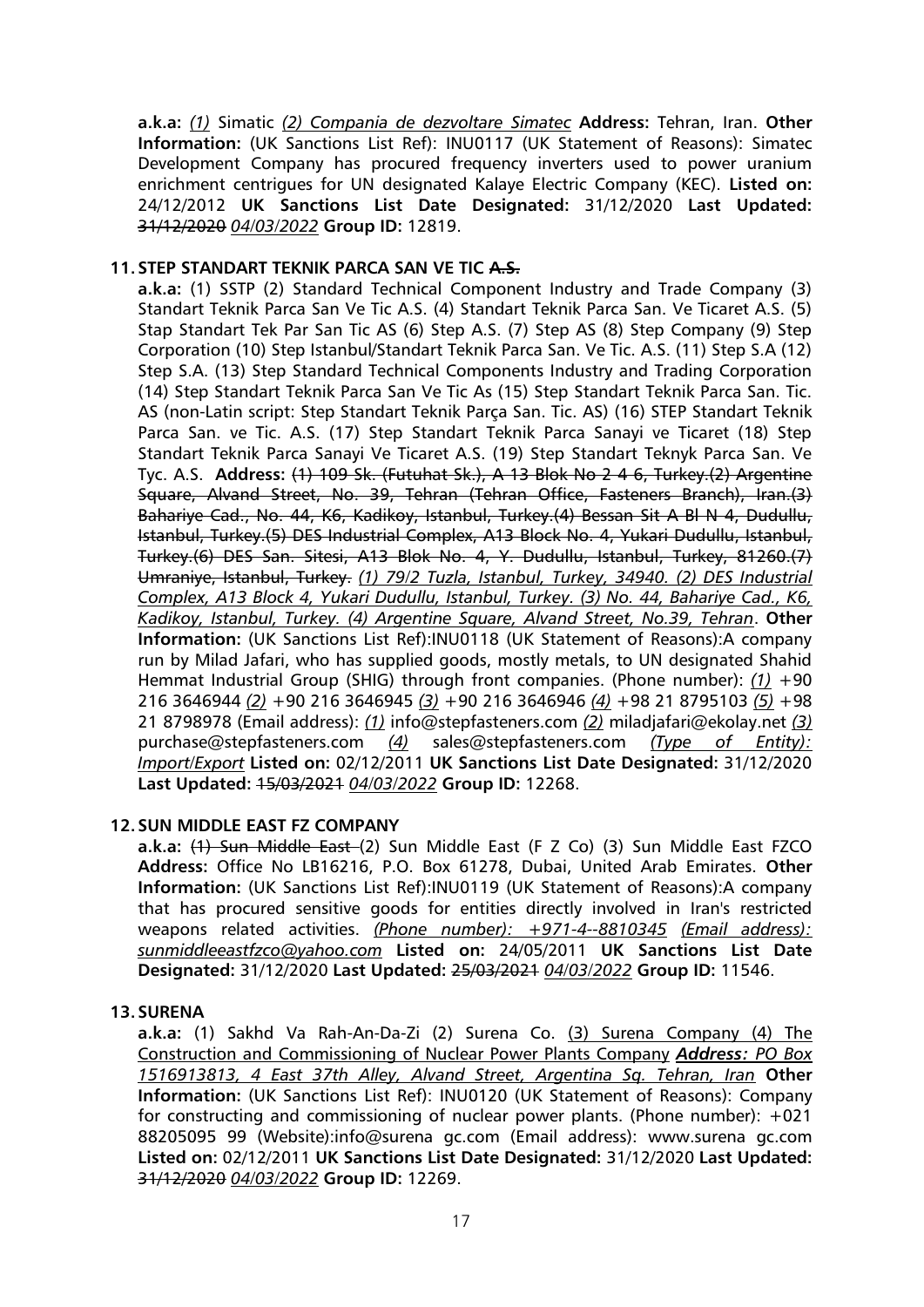**a.k.a:** *(1)* Simatic *(2) Compania de dezvoltare Simatec* **Address:** Tehran, Iran. **Other Information:** (UK Sanctions List Ref): INU0117 (UK Statement of Reasons): Simatec Development Company has procured frequency inverters used to power uranium enrichment centrigues for UN designated Kalaye Electric Company (KEC). **Listed on:** 24/12/2012 **UK Sanctions List Date Designated:** 31/12/2020 **Last Updated:** ~~31/12/2020~~ *04/03/2022* **Group ID:** 12819.

**11. STEP STANDART TEKNIK PARCA SAN VE TIC ~~A.S.~~**

**a.k.a:** (1) SSTP (2) Standard Technical Component Industry and Trade Company (3) Standart Teknik Parca San Ve Tic A.S. (4) Standart Teknik Parca San. Ve Ticaret A.S. (5) Stap Standart Tek Par San Tic AS (6) Step A.S. (7) Step AS (8) Step Company (9) Step Corporation (10) Step Istanbul/Standart Teknik Parca San. Ve Tic. A.S. (11) Step S.A (12) Step S.A. (13) Step Standard Technical Components Industry and Trading Corporation (14) Step Standart Teknik Parca San Ve Tic As (15) Step Standart Teknik Parca San. Tic. AS (non-Latin script: Step Standart Teknik Parça San. Tic. AS) (16) STEP Standart Teknik Parca San. ve Tic. A.S. (17) Step Standart Teknik Parca Sanayi ve Ticaret (18) Step Standart Teknik Parca Sanayi Ve Ticaret A.S. (19) Step Standart Teknyk Parca San. Ve Tyc. A.S. **Address:** ~~(1) 109 Sk. (Futuhat Sk.), A 13 Blok No 2 4 6, Turkey.(2) Argentine Square, Alvand Street, No. 39, Tehran (Tehran Office, Fasteners Branch), Iran.(3) Bahariye Cad., No. 44, K6, Kadikoy, Istanbul, Turkey.(4) Bessan Sit A Bl N 4, Dudullu, Istanbul, Turkey.(5) DES Industrial Complex, A13 Block No. 4, Yukari Dudullu, Istanbul, Turkey.(6) DES San. Sitesi, A13 Blok No. 4, Y. Dudullu, Istanbul, Turkey, 81260.(7) Umraniye, Istanbul, Turkey.~~ *(1) 79/2 Tuzla, Istanbul, Turkey, 34940. (2) DES Industrial Complex, A13 Block 4, Yukari Dudullu, Istanbul, Turkey. (3) No. 44, Bahariye Cad., K6, Kadikoy, Istanbul, Turkey. (4) Argentine Square, Alvand Street, No.39, Tehran*. **Other Information:** (UK Sanctions List Ref):INU0118 (UK Statement of Reasons):A company run by Milad Jafari, who has supplied goods, mostly metals, to UN designated Shahid Hemmat Industrial Group (SHIG) through front companies. (Phone number): *(1)* +90 216 3646944 *(2)* +90 216 3646945 *(3)* +90 216 3646946 *(4)* +98 21 8795103 *(5)* +98 21 8798978 (Email address): *(1)* info@stepfasteners.com *(2)* miladjafari@ekolay.net *(3)* purchase@stepfasteners.com *(4)* sales@stepfasteners.com *(Type of Entity): Import/Export* **Listed on:** 02/12/2011 **UK Sanctions List Date Designated:** 31/12/2020 **Last Updated:** ~~15/03/2021~~ *04/03/2022* **Group ID:** 12268.

**12. SUN MIDDLE EAST FZ COMPANY**

**a.k.a:** ~~(1) Sun Middle East~~ (2) Sun Middle East (F Z Co) (3) Sun Middle East FZCO **Address:** Office No LB16216, P.O. Box 61278, Dubai, United Arab Emirates. **Other Information:** (UK Sanctions List Ref):INU0119 (UK Statement of Reasons):A company that has procured sensitive goods for entities directly involved in Iran's restricted weapons related activities. *(Phone number): +971-4--8810345 (Email address): sunmiddleeastfzco@yahoo.com* **Listed on:** 24/05/2011 **UK Sanctions List Date Designated:** 31/12/2020 **Last Updated:** ~~25/03/2021~~ *04/03/2022* **Group ID:** 11546.

**13. SURENA**

**a.k.a:** (1) Sakhd Va Rah-An-Da-Zi (2) Surena Co. (3) Surena Company (4) The Construction and Commissioning of Nuclear Power Plants Company ***Address:*** *PO Box 1516913813, 4 East 37th Alley, Alvand Street, Argentina Sq. Tehran, Iran* **Other Information:** (UK Sanctions List Ref): INU0120 (UK Statement of Reasons): Company for constructing and commissioning of nuclear power plants. (Phone number): +021 88205095 99 (Website):info@surena gc.com (Email address): www.surena gc.com **Listed on:** 02/12/2011 **UK Sanctions List Date Designated:** 31/12/2020 **Last Updated:** ~~31/12/2020~~ *04/03/2022* **Group ID:** 12269.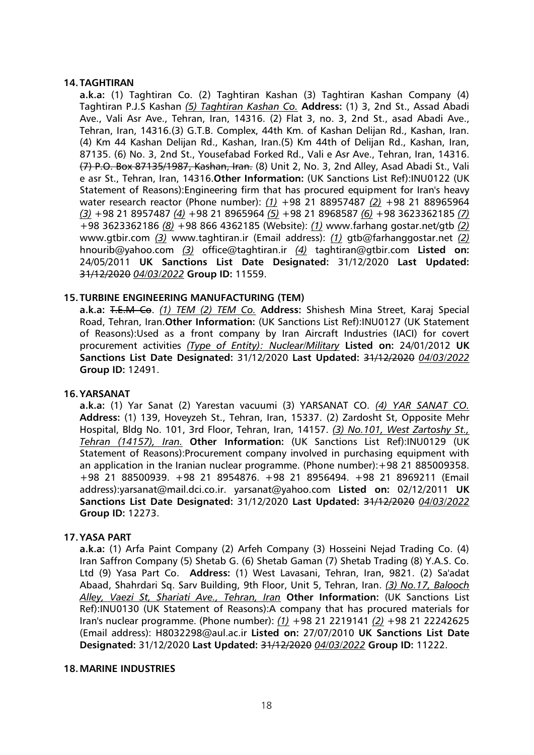**14. TAGHTIRAN**

**a.k.a:** (1) Taghtiran Co. (2) Taghtiran Kashan (3) Taghtiran Kashan Company (4) Taghtiran P.J.S Kashan *(5) Taghtiran Kashan Co.* **Address:** (1) 3, 2nd St., Assad Abadi Ave., Vali Asr Ave., Tehran, Iran, 14316. (2) Flat 3, no. 3, 2nd St., asad Abadi Ave., Tehran, Iran, 14316.(3) G.T.B. Complex, 44th Km. of Kashan Delijan Rd., Kashan, Iran. (4) Km 44 Kashan Delijan Rd., Kashan, Iran.(5) Km 44th of Delijan Rd., Kashan, Iran, 87135. (6) No. 3, 2nd St., Yousefabad Forked Rd., Vali e Asr Ave., Tehran, Iran, 14316. ~~(7) P.O. Box 87135/1987, Kashan, Iran.~~ (8) Unit 2, No. 3, 2nd Alley, Asad Abadi St., Vali e asr St., Tehran, Iran, 14316.**Other Information:** (UK Sanctions List Ref):INU0122 (UK Statement of Reasons):Engineering firm that has procured equipment for Iran's heavy water research reactor (Phone number): *(1)* +98 21 88957487 *(2)* +98 21 88965964 *(3)* +98 21 8957487 *(4)* +98 21 8965964 *(5)* +98 21 8968587 *(6)* +98 3623362185 *(7)* +98 3623362186 *(8)* +98 866 4362185 (Website): *(1)* www.farhang gostar.net/gtb *(2)* www.gtbir.com *(3)* www.taghtiran.ir (Email address): *(1)* gtb@farhanggostar.net *(2)* hnourib@yahoo.com *(3)* office@taghtiran.ir *(4)* taghtiran@gtbir.com **Listed on:** 24/05/2011 **UK Sanctions List Date Designated:** 31/12/2020 **Last Updated:** ~~31/12/2020~~ *04/03/2022* **Group ID:** 11559.

**15. TURBINE ENGINEERING MANUFACTURING (TEM)**

**a.k.a:** ~~T.E.M Co~~. *(1) TEM (2) TEM Co.* **Address:** Shishesh Mina Street, Karaj Special Road, Tehran, Iran.**Other Information:** (UK Sanctions List Ref):INU0127 (UK Statement of Reasons):Used as a front company by Iran Aircraft Industries (IACI) for covert procurement activities *(Type of Entity): Nuclear/Military* **Listed on:** 24/01/2012 **UK Sanctions List Date Designated:** 31/12/2020 **Last Updated:** ~~31/12/2020~~ *04/03/2022* **Group ID:** 12491.

**16. YARSANAT**

**a.k.a:** (1) Yar Sanat (2) Yarestan vacuumi (3) YARSANAT CO. *(4) YAR SANAT CO.* **Address:** (1) 139, Hoveyzeh St., Tehran, Iran, 15337. (2) Zardosht St, Opposite Mehr Hospital, Bldg No. 101, 3rd Floor, Tehran, Iran, 14157. *(3) No.101, West Zartoshy St., Tehran (14157), Iran.* **Other Information:** (UK Sanctions List Ref):INU0129 (UK Statement of Reasons):Procurement company involved in purchasing equipment with an application in the Iranian nuclear programme. (Phone number):+98 21 885009358. +98 21 88500939. +98 21 8954876. +98 21 8956494. +98 21 8969211 (Email address):yarsanat@mail.dci.co.ir. yarsanat@yahoo.com **Listed on:** 02/12/2011 **UK Sanctions List Date Designated:** 31/12/2020 **Last Updated:** ~~31/12/2020~~ *04/03/2022* **Group ID:** 12273.

**17. YASA PART**

**a.k.a:** (1) Arfa Paint Company (2) Arfeh Company (3) Hosseini Nejad Trading Co. (4) Iran Saffron Company (5) Shetab G. (6) Shetab Gaman (7) Shetab Trading (8) Y.A.S. Co. Ltd (9) Yasa Part Co. **Address:** (1) West Lavasani, Tehran, Iran, 9821. (2) Sa'adat Abaad, Shahrdari Sq. Sarv Building, 9th Floor, Unit 5, Tehran, Iran. *(3) No.17, Balooch Alley, Vaezi St, Shariati Ave., Tehran, Iran* **Other Information:** (UK Sanctions List Ref):INU0130 (UK Statement of Reasons):A company that has procured materials for Iran's nuclear programme. (Phone number): *(1)* +98 21 2219141 *(2)* +98 21 22242625 (Email address): H8032298@aul.ac.ir **Listed on:** 27/07/2010 **UK Sanctions List Date Designated:** 31/12/2020 **Last Updated:** ~~31/12/2020~~ *04/03/2022* **Group ID:** 11222.

**18. MARINE INDUSTRIES**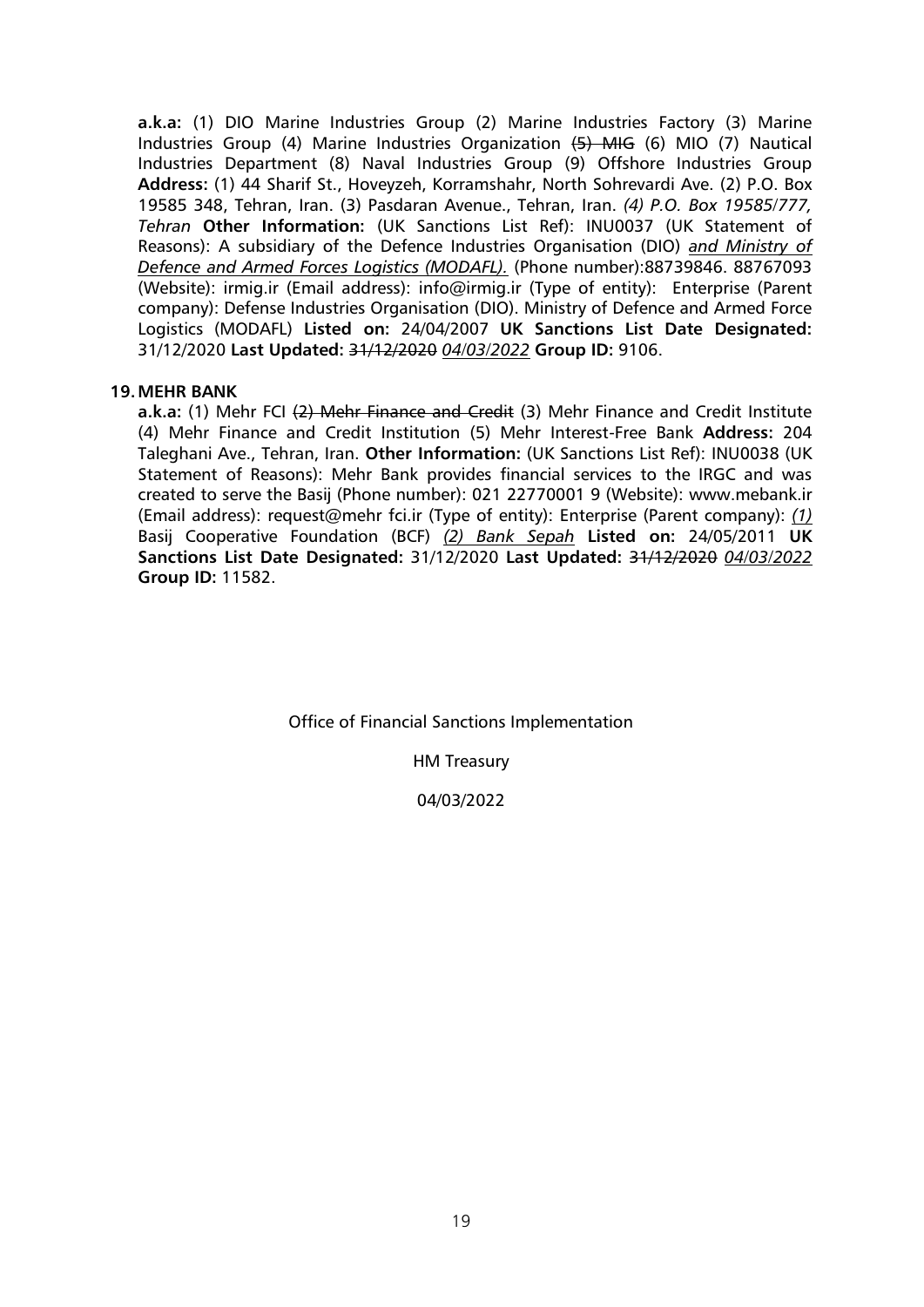**a.k.a:** (1) DIO Marine Industries Group (2) Marine Industries Factory (3) Marine Industries Group (4) Marine Industries Organization ~~(5) MIG~~ (6) MIO (7) Nautical Industries Department (8) Naval Industries Group (9) Offshore Industries Group **Address:** (1) 44 Sharif St., Hoveyzeh, Korramshahr, North Sohrevardi Ave. (2) P.O. Box 19585 348, Tehran, Iran. (3) Pasdaran Avenue., Tehran, Iran. *(4) P.O. Box 19585/777, Tehran* **Other Information:** (UK Sanctions List Ref): INU0037 (UK Statement of Reasons): A subsidiary of the Defence Industries Organisation (DIO) *and Ministry of Defence and Armed Forces Logistics (MODAFL).* (Phone number):88739846. 88767093 (Website): irmig.ir (Email address): info@irmig.ir (Type of entity): Enterprise (Parent company): Defense Industries Organisation (DIO). Ministry of Defence and Armed Force Logistics (MODAFL) **Listed on:** 24/04/2007 **UK Sanctions List Date Designated:** 31/12/2020 **Last Updated:** ~~31/12/2020~~ *04/03/2022* **Group ID:** 9106.

**19. MEHR BANK**

**a.k.a:** (1) Mehr FCI ~~(2) Mehr Finance and Credit~~ (3) Mehr Finance and Credit Institute (4) Mehr Finance and Credit Institution (5) Mehr Interest-Free Bank **Address:** 204 Taleghani Ave., Tehran, Iran. **Other Information:** (UK Sanctions List Ref): INU0038 (UK Statement of Reasons): Mehr Bank provides financial services to the IRGC and was created to serve the Basij (Phone number): 021 22770001 9 (Website): www.mebank.ir (Email address): request@mehr fci.ir (Type of entity): Enterprise (Parent company): *(1)* Basij Cooperative Foundation (BCF) *(2) Bank Sepah* **Listed on:** 24/05/2011 **UK Sanctions List Date Designated:** 31/12/2020 **Last Updated:** ~~31/12/2020~~ *04/03/2022* **Group ID:** 11582.

Office of Financial Sanctions Implementation

HM Treasury

04/03/2022